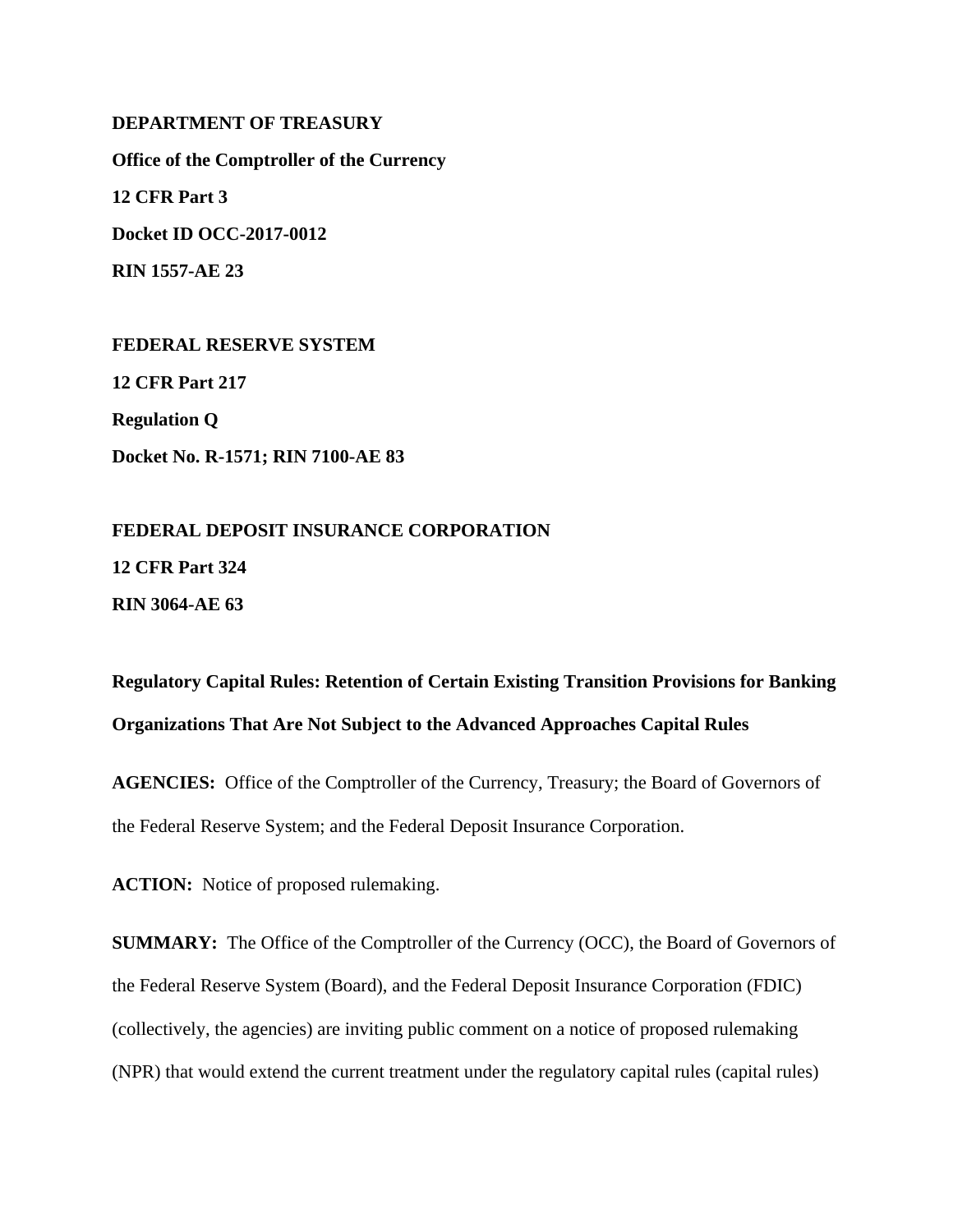**DEPARTMENT OF TREASURY**

**Office of the Comptroller of the Currency**

**12 CFR Part 3**

**Docket ID OCC-2017-0012**

**RIN 1557-AE 23**

**FEDERAL RESERVE SYSTEM**

**12 CFR Part 217**

**Regulation Q**

**Docket No. R-1571; RIN 7100-AE 83**

**FEDERAL DEPOSIT INSURANCE CORPORATION**

**12 CFR Part 324**

**RIN 3064-AE 63**

**Regulatory Capital Rules: Retention of Certain Existing Transition Provisions for Banking Organizations That Are Not Subject to the Advanced Approaches Capital Rules**

**AGENCIES:** Office of the Comptroller of the Currency, Treasury; the Board of Governors of the Federal Reserve System; and the Federal Deposit Insurance Corporation.

**ACTION:** Notice of proposed rulemaking.

**SUMMARY:** The Office of the Comptroller of the Currency (OCC), the Board of Governors of the Federal Reserve System (Board), and the Federal Deposit Insurance Corporation (FDIC) (collectively, the agencies) are inviting public comment on a notice of proposed rulemaking (NPR) that would extend the current treatment under the regulatory capital rules (capital rules)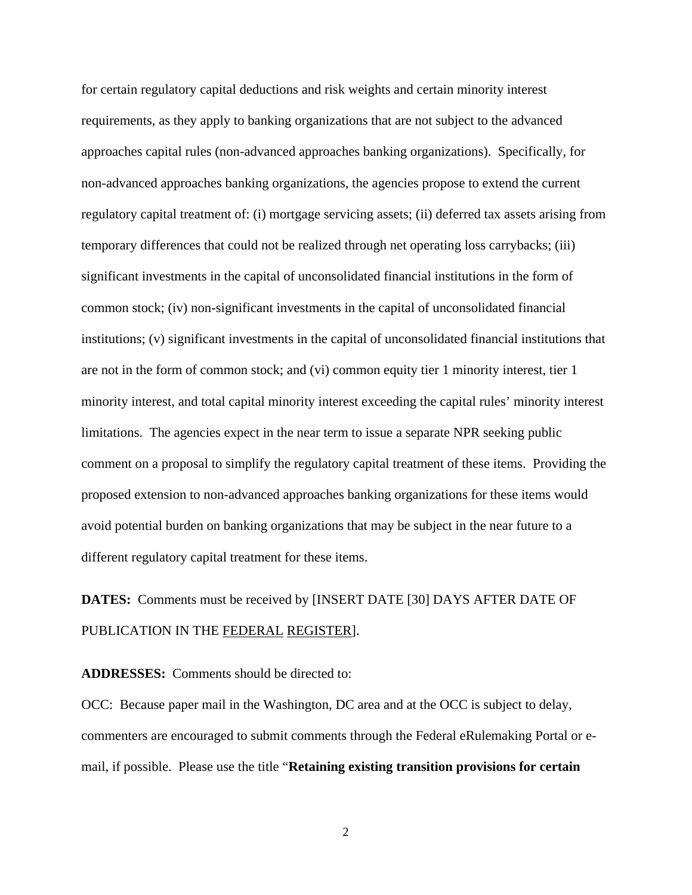for certain regulatory capital deductions and risk weights and certain minority interest requirements, as they apply to banking organizations that are not subject to the advanced approaches capital rules (non-advanced approaches banking organizations). Specifically, for non-advanced approaches banking organizations, the agencies propose to extend the current regulatory capital treatment of: (i) mortgage servicing assets; (ii) deferred tax assets arising from temporary differences that could not be realized through net operating loss carrybacks; (iii) significant investments in the capital of unconsolidated financial institutions in the form of common stock; (iv) non-significant investments in the capital of unconsolidated financial institutions; (v) significant investments in the capital of unconsolidated financial institutions that are not in the form of common stock; and (vi) common equity tier 1 minority interest, tier 1 minority interest, and total capital minority interest exceeding the capital rules' minority interest limitations. The agencies expect in the near term to issue a separate NPR seeking public comment on a proposal to simplify the regulatory capital treatment of these items. Providing the proposed extension to non-advanced approaches banking organizations for these items would avoid potential burden on banking organizations that may be subject in the near future to a different regulatory capital treatment for these items.

**DATES:** Comments must be received by [INSERT DATE [30] DAYS AFTER DATE OF PUBLICATION IN THE FEDERAL REGISTER].

**ADDRESSES:** Comments should be directed to:

OCC: Because paper mail in the Washington, DC area and at the OCC is subject to delay, commenters are encouraged to submit comments through the Federal eRulemaking Portal or e-mail, if possible. Please use the title "**Retaining existing transition provisions for certain**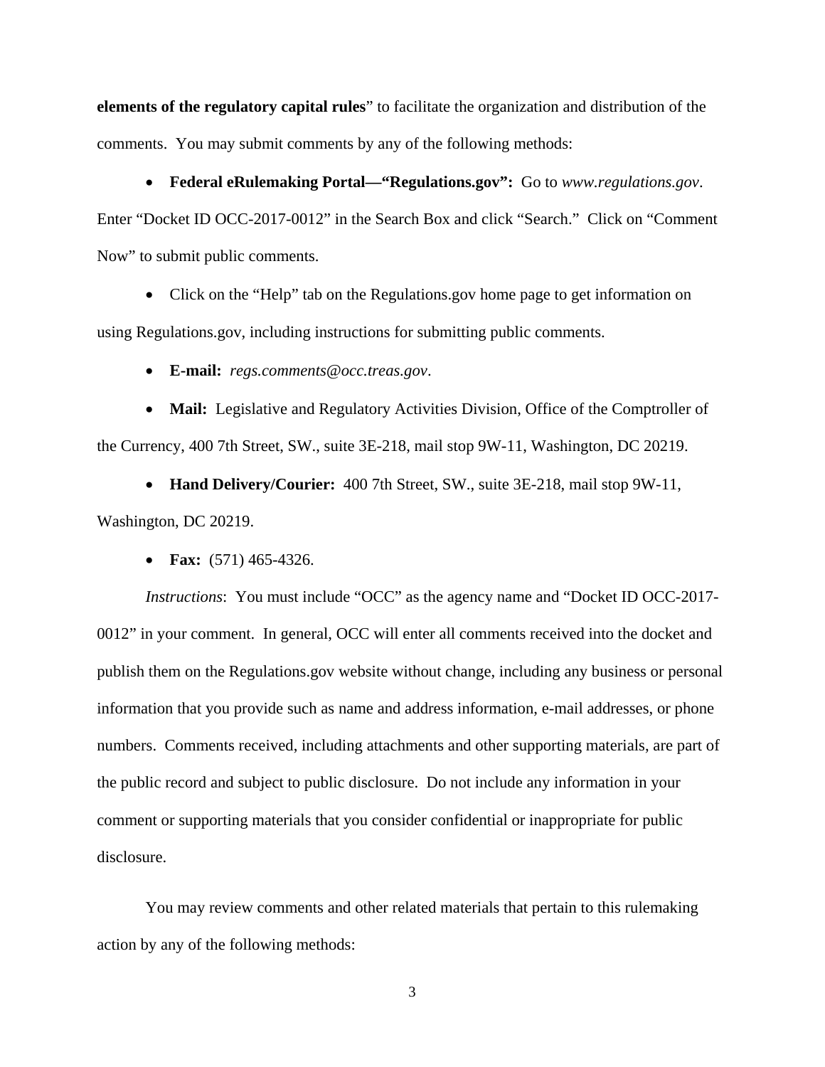**elements of the regulatory capital rules**" to facilitate the organization and distribution of the comments. You may submit comments by any of the following methods:

- **Federal eRulemaking Portal—"Regulations.gov":** Go to *www.regulations.gov*. Enter "Docket ID OCC-2017-0012" in the Search Box and click "Search." Click on "Comment Now" to submit public comments.

- Click on the "Help" tab on the Regulations.gov home page to get information on using Regulations.gov, including instructions for submitting public comments.

- **E-mail:** *regs.comments@occ.treas.gov*.

- **Mail:** Legislative and Regulatory Activities Division, Office of the Comptroller of the Currency, 400 7th Street, SW., suite 3E-218, mail stop 9W-11, Washington, DC 20219.

- **Hand Delivery/Courier:** 400 7th Street, SW., suite 3E-218, mail stop 9W-11, Washington, DC 20219.

- **Fax:** (571) 465-4326.

*Instructions*: You must include "OCC" as the agency name and "Docket ID OCC-2017-0012" in your comment. In general, OCC will enter all comments received into the docket and publish them on the Regulations.gov website without change, including any business or personal information that you provide such as name and address information, e-mail addresses, or phone numbers. Comments received, including attachments and other supporting materials, are part of the public record and subject to public disclosure. Do not include any information in your comment or supporting materials that you consider confidential or inappropriate for public disclosure.

You may review comments and other related materials that pertain to this rulemaking action by any of the following methods: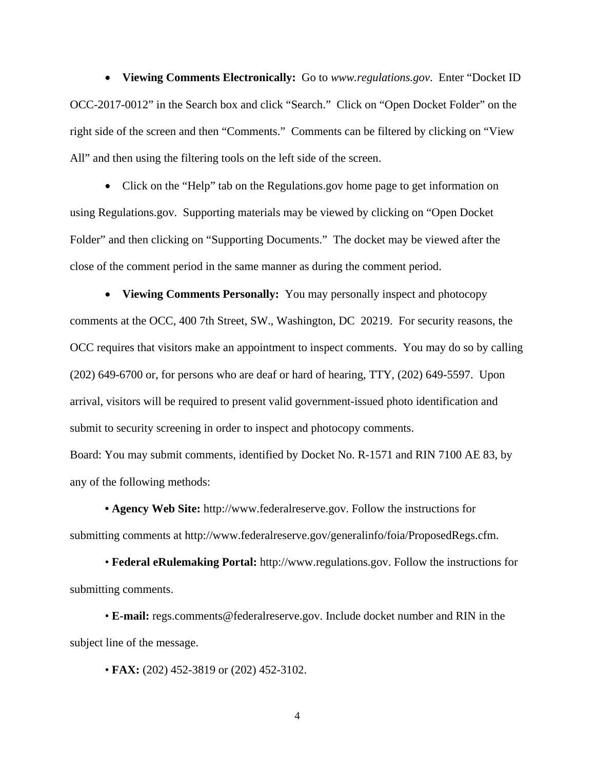- **Viewing Comments Electronically:** Go to *www.regulations.gov*. Enter "Docket ID OCC-2017-0012" in the Search box and click "Search." Click on "Open Docket Folder" on the right side of the screen and then "Comments." Comments can be filtered by clicking on "View All" and then using the filtering tools on the left side of the screen.

- Click on the "Help" tab on the Regulations.gov home page to get information on using Regulations.gov. Supporting materials may be viewed by clicking on "Open Docket Folder" and then clicking on "Supporting Documents." The docket may be viewed after the close of the comment period in the same manner as during the comment period.

- **Viewing Comments Personally:** You may personally inspect and photocopy comments at the OCC, 400 7th Street, SW., Washington, DC 20219. For security reasons, the OCC requires that visitors make an appointment to inspect comments. You may do so by calling (202) 649-6700 or, for persons who are deaf or hard of hearing, TTY, (202) 649-5597. Upon arrival, visitors will be required to present valid government-issued photo identification and submit to security screening in order to inspect and photocopy comments.

Board: You may submit comments, identified by Docket No. R-1571 and RIN 7100 AE 83, by any of the following methods:

- **Agency Web Site:** http://www.federalreserve.gov. Follow the instructions for submitting comments at http://www.federalreserve.gov/generalinfo/foia/ProposedRegs.cfm.

- **Federal eRulemaking Portal:** http://www.regulations.gov. Follow the instructions for submitting comments.

- **E-mail:** regs.comments@federalreserve.gov. Include docket number and RIN in the subject line of the message.

- **FAX:** (202) 452-3819 or (202) 452-3102.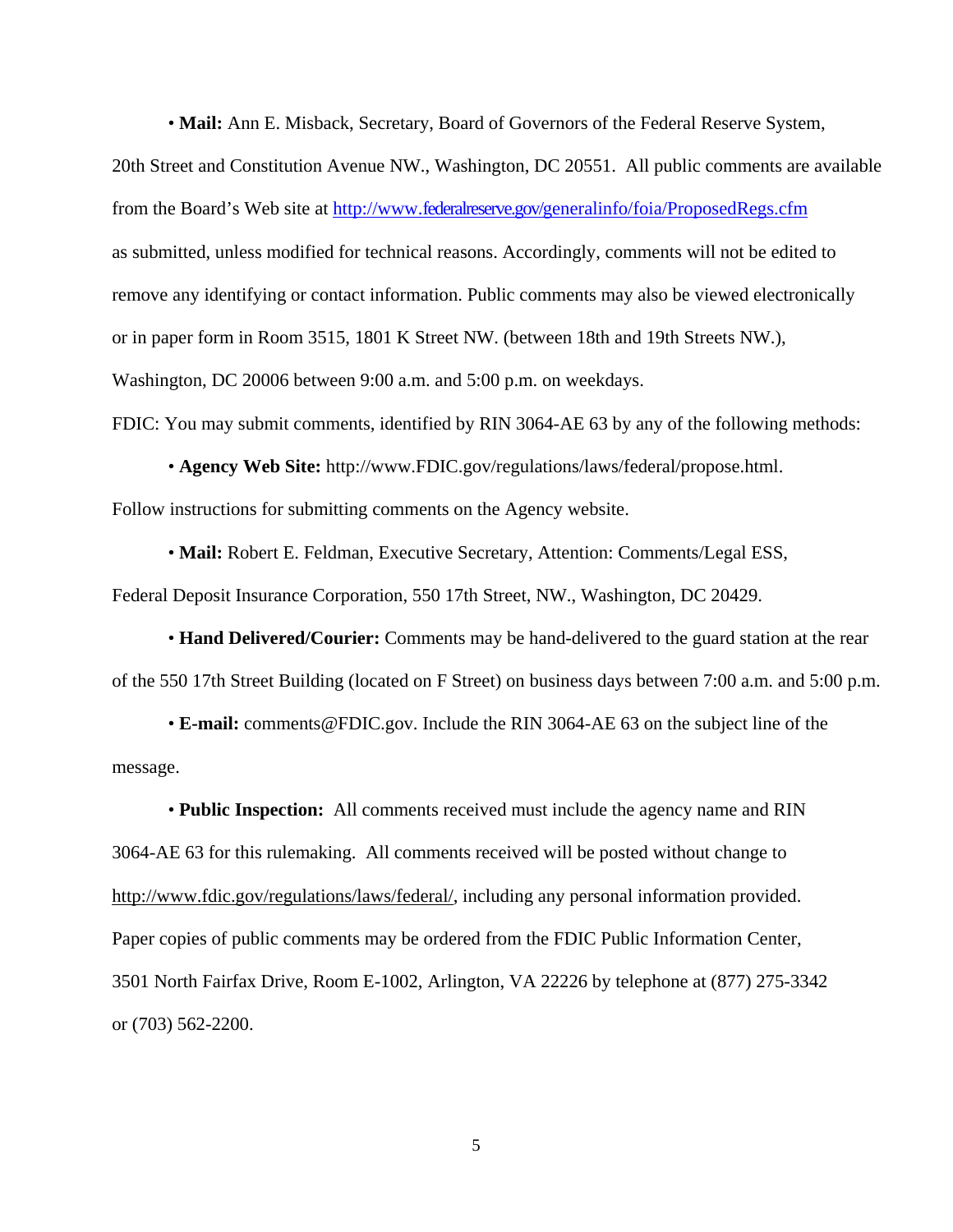• **Mail:** Ann E. Misback, Secretary, Board of Governors of the Federal Reserve System, 20th Street and Constitution Avenue NW., Washington, DC 20551. All public comments are available from the Board's Web site at http://www.federalreserve.gov/generalinfo/foia/ProposedRegs.cfm as submitted, unless modified for technical reasons. Accordingly, comments will not be edited to remove any identifying or contact information. Public comments may also be viewed electronically or in paper form in Room 3515, 1801 K Street NW. (between 18th and 19th Streets NW.), Washington, DC 20006 between 9:00 a.m. and 5:00 p.m. on weekdays.

FDIC: You may submit comments, identified by RIN 3064-AE 63 by any of the following methods:

• **Agency Web Site:** http://www.FDIC.gov/regulations/laws/federal/propose.html. Follow instructions for submitting comments on the Agency website.

• **Mail:** Robert E. Feldman, Executive Secretary, Attention: Comments/Legal ESS, Federal Deposit Insurance Corporation, 550 17th Street, NW., Washington, DC 20429.

• **Hand Delivered/Courier:** Comments may be hand-delivered to the guard station at the rear of the 550 17th Street Building (located on F Street) on business days between 7:00 a.m. and 5:00 p.m.

• **E-mail:** comments@FDIC.gov. Include the RIN 3064-AE 63 on the subject line of the message.

• **Public Inspection:** All comments received must include the agency name and RIN 3064-AE 63 for this rulemaking. All comments received will be posted without change to http://www.fdic.gov/regulations/laws/federal/, including any personal information provided. Paper copies of public comments may be ordered from the FDIC Public Information Center, 3501 North Fairfax Drive, Room E-1002, Arlington, VA 22226 by telephone at (877) 275-3342 or (703) 562-2200.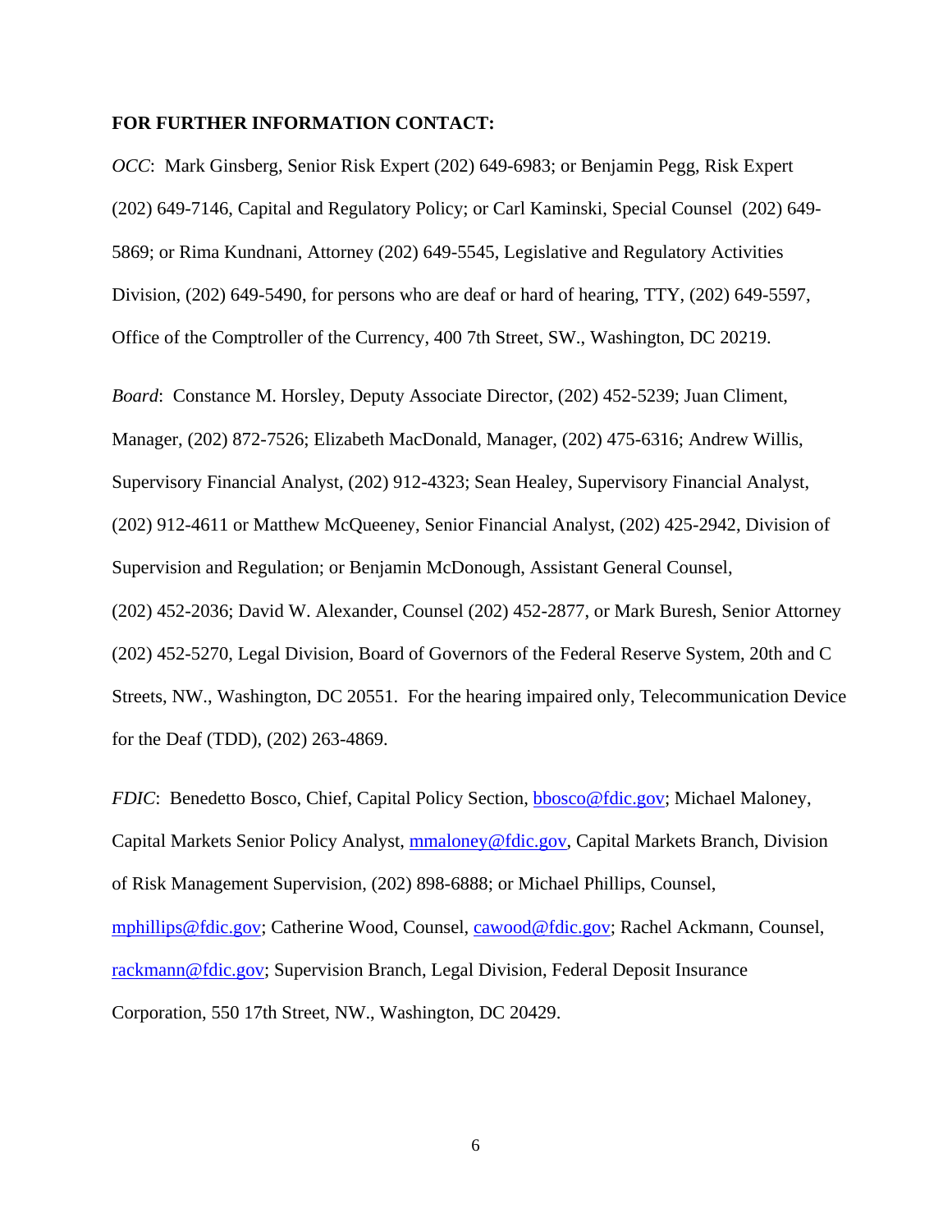**FOR FURTHER INFORMATION CONTACT:**

*OCC*: Mark Ginsberg, Senior Risk Expert (202) 649-6983; or Benjamin Pegg, Risk Expert (202) 649-7146, Capital and Regulatory Policy; or Carl Kaminski, Special Counsel (202) 649-5869; or Rima Kundnani, Attorney (202) 649-5545, Legislative and Regulatory Activities Division, (202) 649-5490, for persons who are deaf or hard of hearing, TTY, (202) 649-5597, Office of the Comptroller of the Currency, 400 7th Street, SW., Washington, DC 20219.

*Board*: Constance M. Horsley, Deputy Associate Director, (202) 452-5239; Juan Climent, Manager, (202) 872-7526; Elizabeth MacDonald, Manager, (202) 475-6316; Andrew Willis, Supervisory Financial Analyst, (202) 912-4323; Sean Healey, Supervisory Financial Analyst, (202) 912-4611 or Matthew McQueeney, Senior Financial Analyst, (202) 425-2942, Division of Supervision and Regulation; or Benjamin McDonough, Assistant General Counsel, (202) 452-2036; David W. Alexander, Counsel (202) 452-2877, or Mark Buresh, Senior Attorney (202) 452-5270, Legal Division, Board of Governors of the Federal Reserve System, 20th and C Streets, NW., Washington, DC 20551. For the hearing impaired only, Telecommunication Device for the Deaf (TDD), (202) 263-4869.

*FDIC*: Benedetto Bosco, Chief, Capital Policy Section, bbosco@fdic.gov; Michael Maloney, Capital Markets Senior Policy Analyst, mmaloney@fdic.gov, Capital Markets Branch, Division of Risk Management Supervision, (202) 898-6888; or Michael Phillips, Counsel, mphillips@fdic.gov; Catherine Wood, Counsel, cawood@fdic.gov; Rachel Ackmann, Counsel, rackmann@fdic.gov; Supervision Branch, Legal Division, Federal Deposit Insurance Corporation, 550 17th Street, NW., Washington, DC 20429.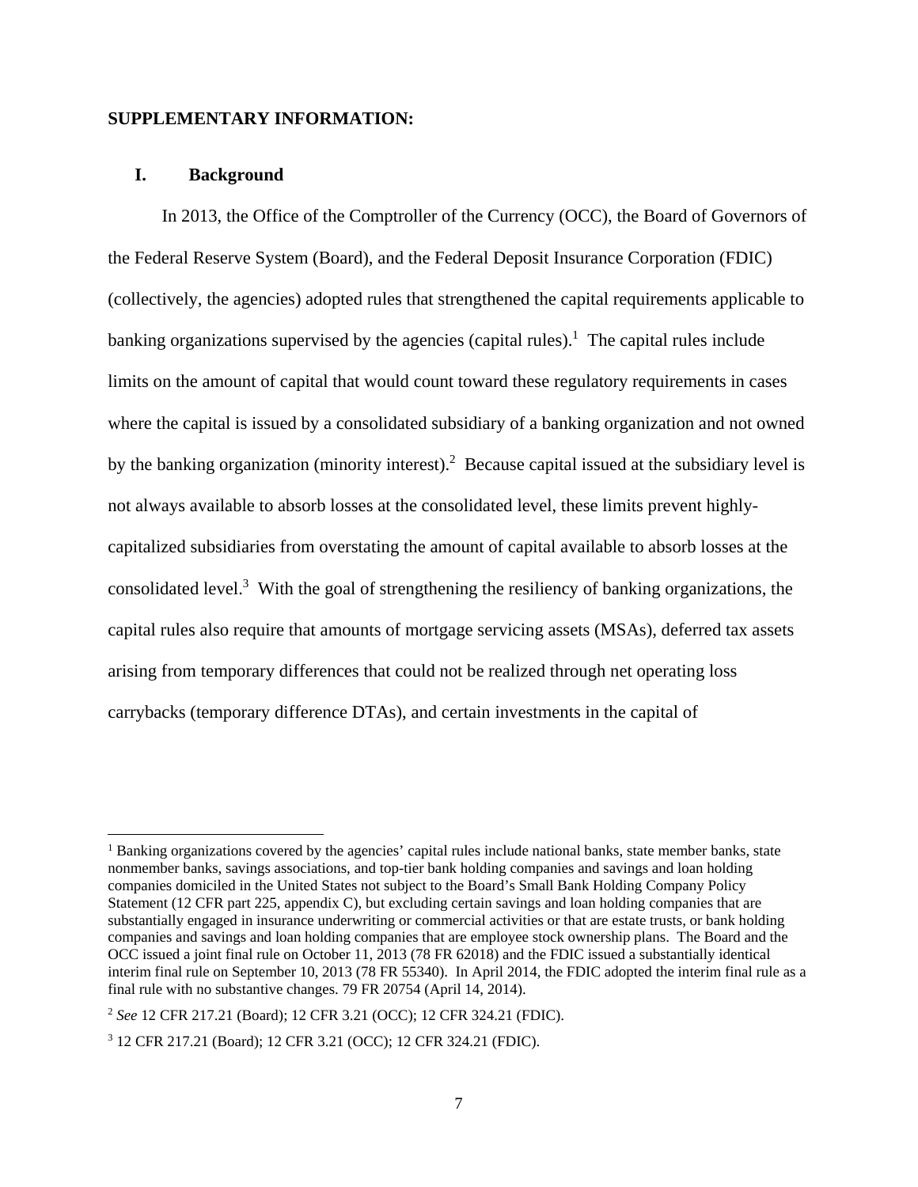**SUPPLEMENTARY INFORMATION:**

## I. Background

In 2013, the Office of the Comptroller of the Currency (OCC), the Board of Governors of the Federal Reserve System (Board), and the Federal Deposit Insurance Corporation (FDIC) (collectively, the agencies) adopted rules that strengthened the capital requirements applicable to banking organizations supervised by the agencies (capital rules).[1] The capital rules include limits on the amount of capital that would count toward these regulatory requirements in cases where the capital is issued by a consolidated subsidiary of a banking organization and not owned by the banking organization (minority interest).[2] Because capital issued at the subsidiary level is not always available to absorb losses at the consolidated level, these limits prevent highly-capitalized subsidiaries from overstating the amount of capital available to absorb losses at the consolidated level.[3] With the goal of strengthening the resiliency of banking organizations, the capital rules also require that amounts of mortgage servicing assets (MSAs), deferred tax assets arising from temporary differences that could not be realized through net operating loss carrybacks (temporary difference DTAs), and certain investments in the capital of

---

[1] Banking organizations covered by the agencies' capital rules include national banks, state member banks, state nonmember banks, savings associations, and top-tier bank holding companies and savings and loan holding companies domiciled in the United States not subject to the Board's Small Bank Holding Company Policy Statement (12 CFR part 225, appendix C), but excluding certain savings and loan holding companies that are substantially engaged in insurance underwriting or commercial activities or that are estate trusts, or bank holding companies and savings and loan holding companies that are employee stock ownership plans. The Board and the OCC issued a joint final rule on October 11, 2013 (78 FR 62018) and the FDIC issued a substantially identical interim final rule on September 10, 2013 (78 FR 55340). In April 2014, the FDIC adopted the interim final rule as a final rule with no substantive changes. 79 FR 20754 (April 14, 2014).

[2] *See* 12 CFR 217.21 (Board); 12 CFR 3.21 (OCC); 12 CFR 324.21 (FDIC).

[3] 12 CFR 217.21 (Board); 12 CFR 3.21 (OCC); 12 CFR 324.21 (FDIC).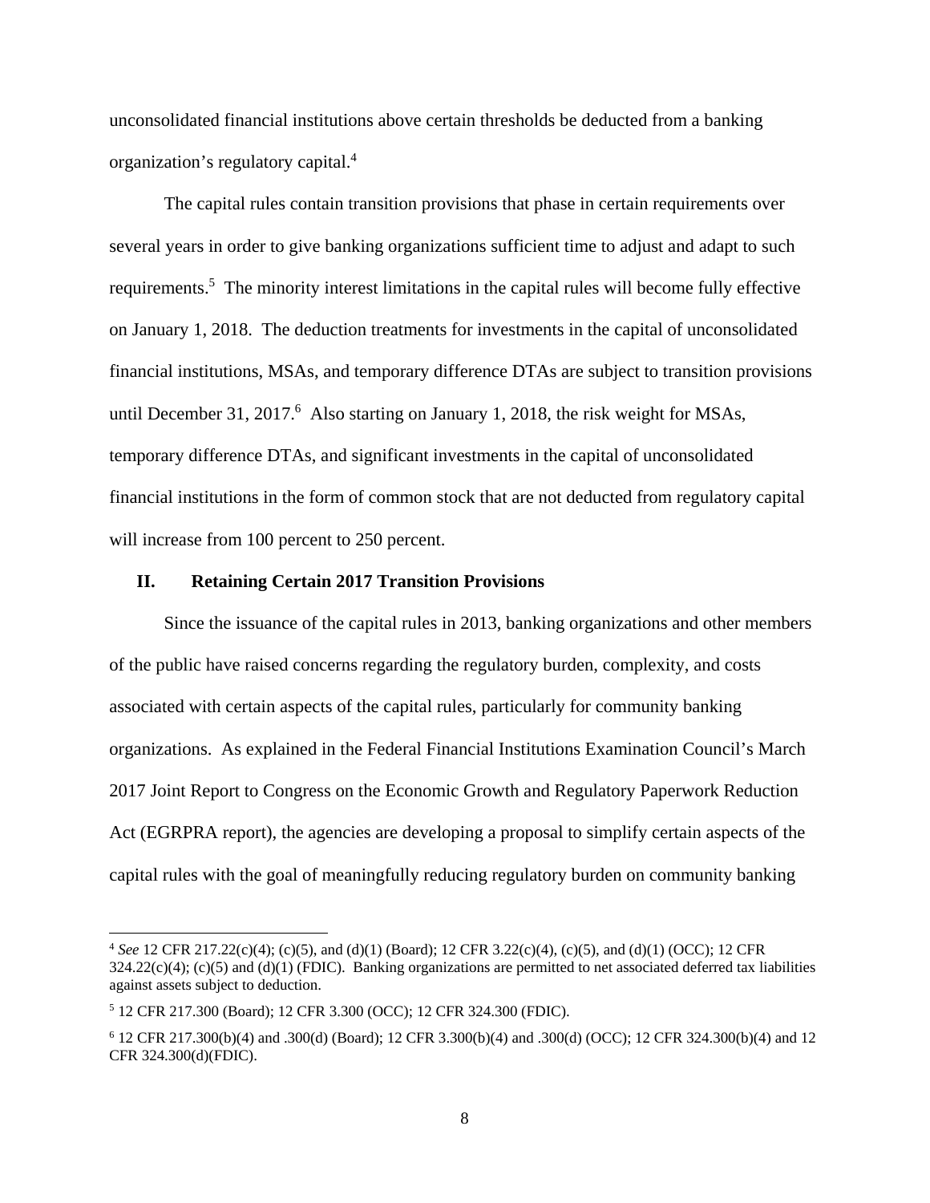unconsolidated financial institutions above certain thresholds be deducted from a banking organization's regulatory capital.[4]

The capital rules contain transition provisions that phase in certain requirements over several years in order to give banking organizations sufficient time to adjust and adapt to such requirements.[5] The minority interest limitations in the capital rules will become fully effective on January 1, 2018. The deduction treatments for investments in the capital of unconsolidated financial institutions, MSAs, and temporary difference DTAs are subject to transition provisions until December 31, 2017.[6] Also starting on January 1, 2018, the risk weight for MSAs, temporary difference DTAs, and significant investments in the capital of unconsolidated financial institutions in the form of common stock that are not deducted from regulatory capital will increase from 100 percent to 250 percent.

## II. Retaining Certain 2017 Transition Provisions

Since the issuance of the capital rules in 2013, banking organizations and other members of the public have raised concerns regarding the regulatory burden, complexity, and costs associated with certain aspects of the capital rules, particularly for community banking organizations. As explained in the Federal Financial Institutions Examination Council's March 2017 Joint Report to Congress on the Economic Growth and Regulatory Paperwork Reduction Act (EGRPRA report), the agencies are developing a proposal to simplify certain aspects of the capital rules with the goal of meaningfully reducing regulatory burden on community banking

---

[4] *See* 12 CFR 217.22(c)(4); (c)(5), and (d)(1) (Board); 12 CFR 3.22(c)(4), (c)(5), and (d)(1) (OCC); 12 CFR 324.22(c)(4); (c)(5) and (d)(1) (FDIC). Banking organizations are permitted to net associated deferred tax liabilities against assets subject to deduction.

[5] 12 CFR 217.300 (Board); 12 CFR 3.300 (OCC); 12 CFR 324.300 (FDIC).

[6] 12 CFR 217.300(b)(4) and .300(d) (Board); 12 CFR 3.300(b)(4) and .300(d) (OCC); 12 CFR 324.300(b)(4) and 12 CFR 324.300(d)(FDIC).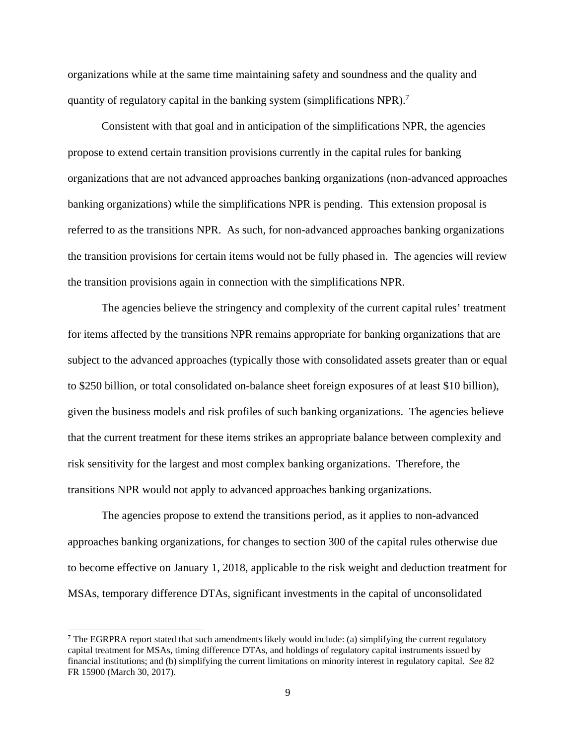organizations while at the same time maintaining safety and soundness and the quality and quantity of regulatory capital in the banking system (simplifications NPR).[7]

Consistent with that goal and in anticipation of the simplifications NPR, the agencies propose to extend certain transition provisions currently in the capital rules for banking organizations that are not advanced approaches banking organizations (non-advanced approaches banking organizations) while the simplifications NPR is pending. This extension proposal is referred to as the transitions NPR. As such, for non-advanced approaches banking organizations the transition provisions for certain items would not be fully phased in. The agencies will review the transition provisions again in connection with the simplifications NPR.

The agencies believe the stringency and complexity of the current capital rules' treatment for items affected by the transitions NPR remains appropriate for banking organizations that are subject to the advanced approaches (typically those with consolidated assets greater than or equal to $250 billion, or total consolidated on-balance sheet foreign exposures of at least $10 billion), given the business models and risk profiles of such banking organizations. The agencies believe that the current treatment for these items strikes an appropriate balance between complexity and risk sensitivity for the largest and most complex banking organizations. Therefore, the transitions NPR would not apply to advanced approaches banking organizations.

The agencies propose to extend the transitions period, as it applies to non-advanced approaches banking organizations, for changes to section 300 of the capital rules otherwise due to become effective on January 1, 2018, applicable to the risk weight and deduction treatment for MSAs, temporary difference DTAs, significant investments in the capital of unconsolidated

---

[7] The EGRPRA report stated that such amendments likely would include: (a) simplifying the current regulatory capital treatment for MSAs, timing difference DTAs, and holdings of regulatory capital instruments issued by financial institutions; and (b) simplifying the current limitations on minority interest in regulatory capital. *See* 82 FR 15900 (March 30, 2017).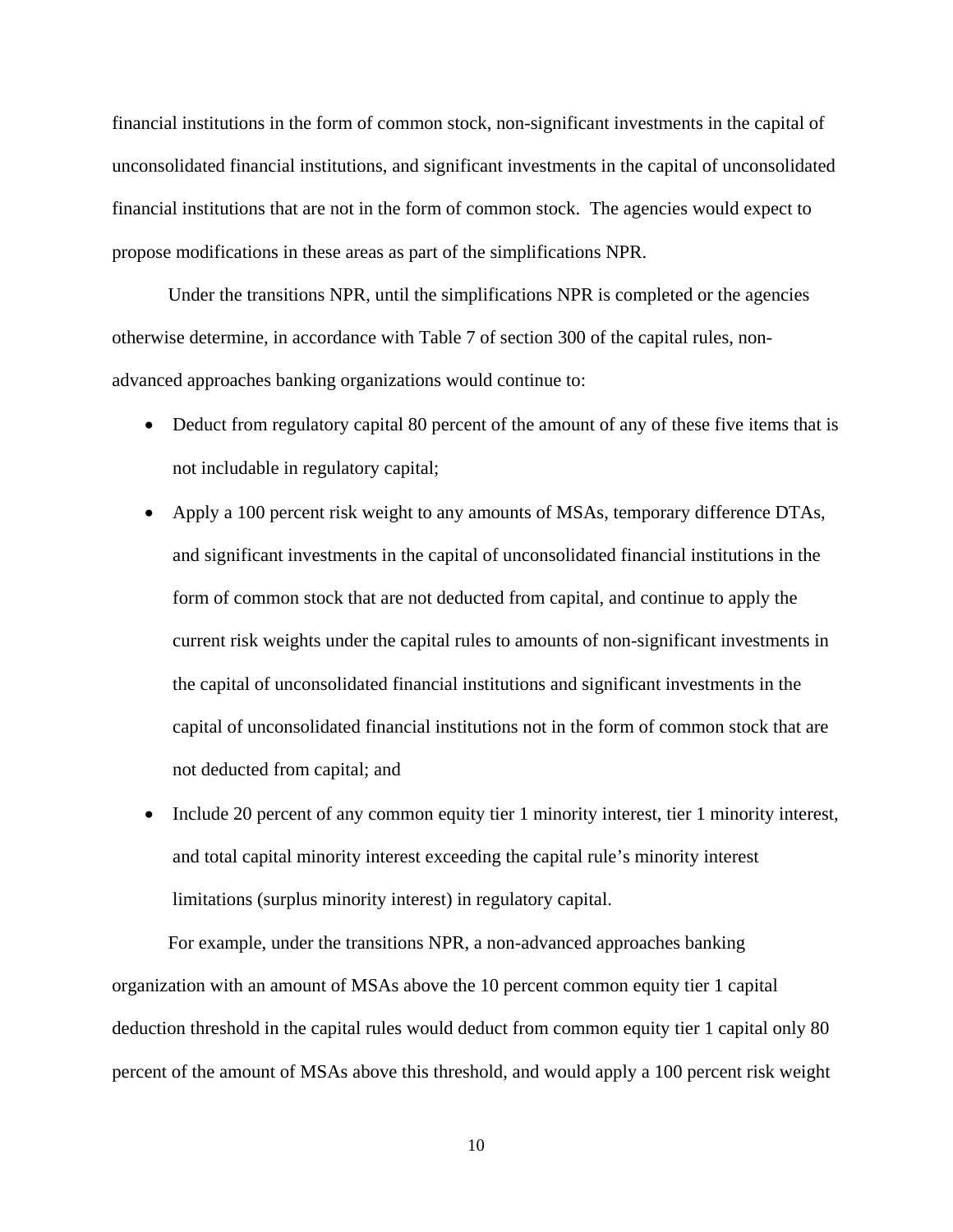financial institutions in the form of common stock, non-significant investments in the capital of unconsolidated financial institutions, and significant investments in the capital of unconsolidated financial institutions that are not in the form of common stock. The agencies would expect to propose modifications in these areas as part of the simplifications NPR.

Under the transitions NPR, until the simplifications NPR is completed or the agencies otherwise determine, in accordance with Table 7 of section 300 of the capital rules, non-advanced approaches banking organizations would continue to:

- Deduct from regulatory capital 80 percent of the amount of any of these five items that is not includable in regulatory capital;
- Apply a 100 percent risk weight to any amounts of MSAs, temporary difference DTAs, and significant investments in the capital of unconsolidated financial institutions in the form of common stock that are not deducted from capital, and continue to apply the current risk weights under the capital rules to amounts of non-significant investments in the capital of unconsolidated financial institutions and significant investments in the capital of unconsolidated financial institutions not in the form of common stock that are not deducted from capital; and
- Include 20 percent of any common equity tier 1 minority interest, tier 1 minority interest, and total capital minority interest exceeding the capital rule's minority interest limitations (surplus minority interest) in regulatory capital.

For example, under the transitions NPR, a non-advanced approaches banking organization with an amount of MSAs above the 10 percent common equity tier 1 capital deduction threshold in the capital rules would deduct from common equity tier 1 capital only 80 percent of the amount of MSAs above this threshold, and would apply a 100 percent risk weight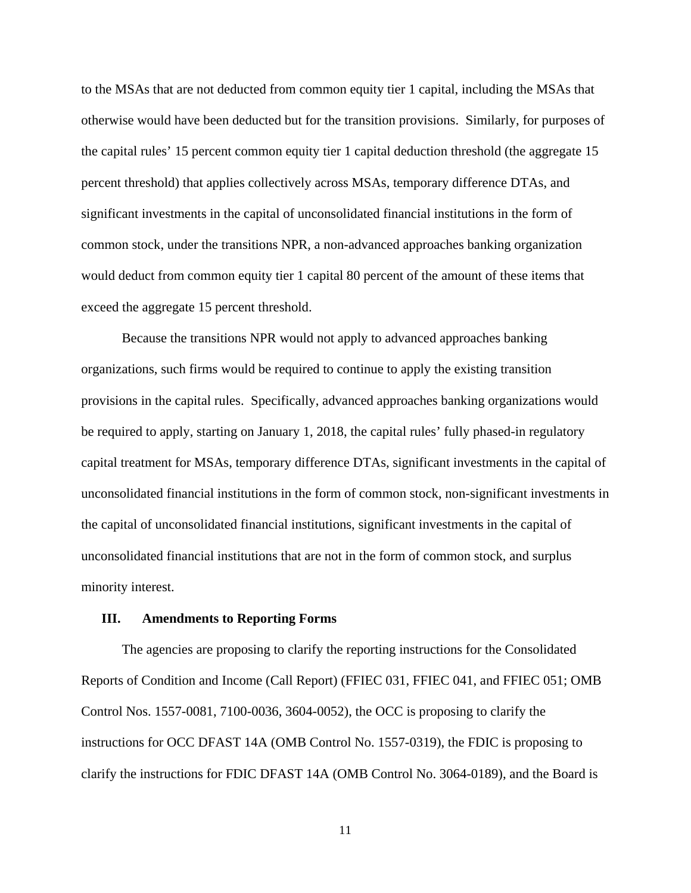to the MSAs that are not deducted from common equity tier 1 capital, including the MSAs that otherwise would have been deducted but for the transition provisions. Similarly, for purposes of the capital rules' 15 percent common equity tier 1 capital deduction threshold (the aggregate 15 percent threshold) that applies collectively across MSAs, temporary difference DTAs, and significant investments in the capital of unconsolidated financial institutions in the form of common stock, under the transitions NPR, a non-advanced approaches banking organization would deduct from common equity tier 1 capital 80 percent of the amount of these items that exceed the aggregate 15 percent threshold.

Because the transitions NPR would not apply to advanced approaches banking organizations, such firms would be required to continue to apply the existing transition provisions in the capital rules. Specifically, advanced approaches banking organizations would be required to apply, starting on January 1, 2018, the capital rules' fully phased-in regulatory capital treatment for MSAs, temporary difference DTAs, significant investments in the capital of unconsolidated financial institutions in the form of common stock, non-significant investments in the capital of unconsolidated financial institutions, significant investments in the capital of unconsolidated financial institutions that are not in the form of common stock, and surplus minority interest.

## III. Amendments to Reporting Forms

The agencies are proposing to clarify the reporting instructions for the Consolidated Reports of Condition and Income (Call Report) (FFIEC 031, FFIEC 041, and FFIEC 051; OMB Control Nos. 1557-0081, 7100-0036, 3604-0052), the OCC is proposing to clarify the instructions for OCC DFAST 14A (OMB Control No. 1557-0319), the FDIC is proposing to clarify the instructions for FDIC DFAST 14A (OMB Control No. 3064-0189), and the Board is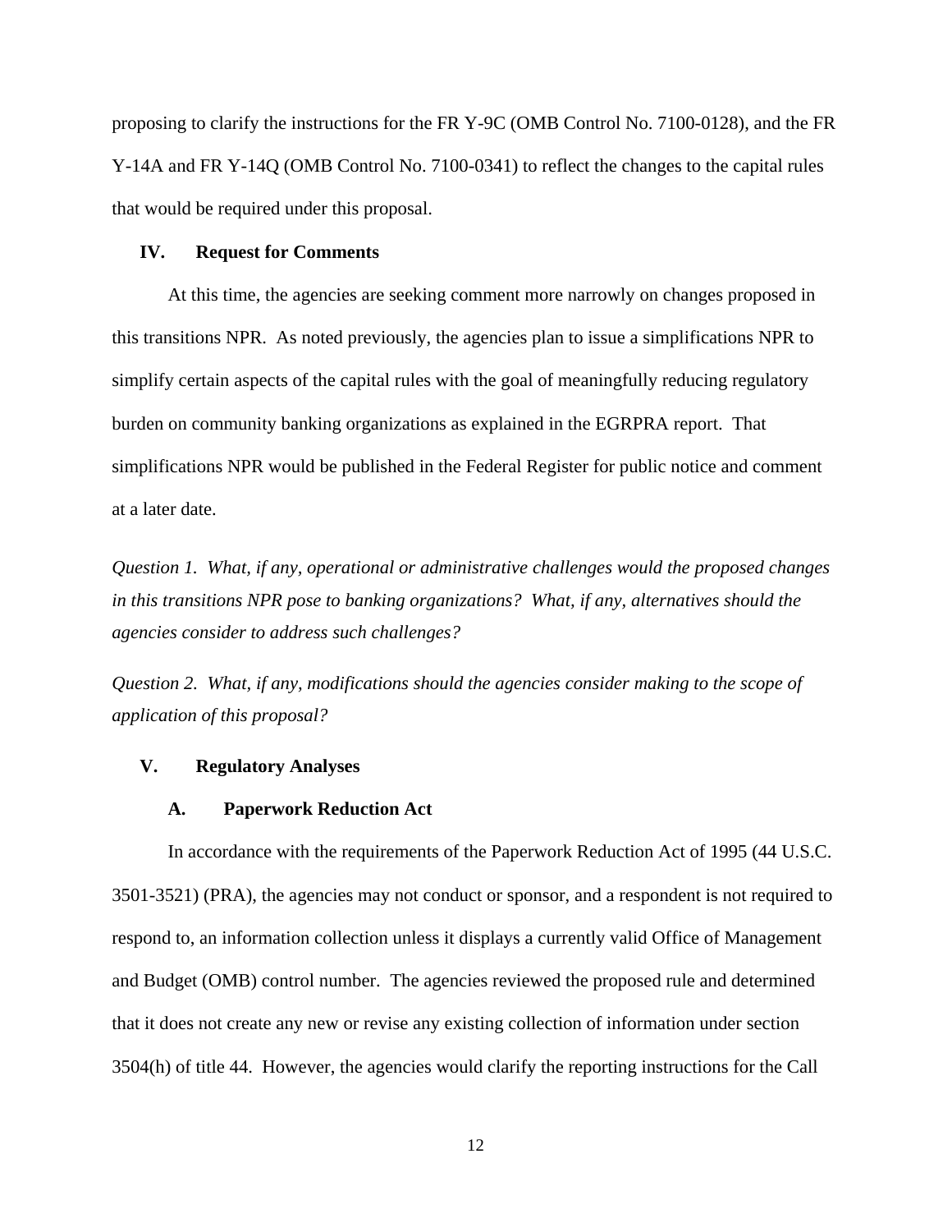proposing to clarify the instructions for the FR Y-9C (OMB Control No. 7100-0128), and the FR Y-14A and FR Y-14Q (OMB Control No. 7100-0341) to reflect the changes to the capital rules that would be required under this proposal.

## IV. Request for Comments

At this time, the agencies are seeking comment more narrowly on changes proposed in this transitions NPR. As noted previously, the agencies plan to issue a simplifications NPR to simplify certain aspects of the capital rules with the goal of meaningfully reducing regulatory burden on community banking organizations as explained in the EGRPRA report. That simplifications NPR would be published in the Federal Register for public notice and comment at a later date.

*Question 1. What, if any, operational or administrative challenges would the proposed changes in this transitions NPR pose to banking organizations? What, if any, alternatives should the agencies consider to address such challenges?*

*Question 2. What, if any, modifications should the agencies consider making to the scope of application of this proposal?*

## V. Regulatory Analyses

### A. Paperwork Reduction Act

In accordance with the requirements of the Paperwork Reduction Act of 1995 (44 U.S.C. 3501-3521) (PRA), the agencies may not conduct or sponsor, and a respondent is not required to respond to, an information collection unless it displays a currently valid Office of Management and Budget (OMB) control number. The agencies reviewed the proposed rule and determined that it does not create any new or revise any existing collection of information under section 3504(h) of title 44. However, the agencies would clarify the reporting instructions for the Call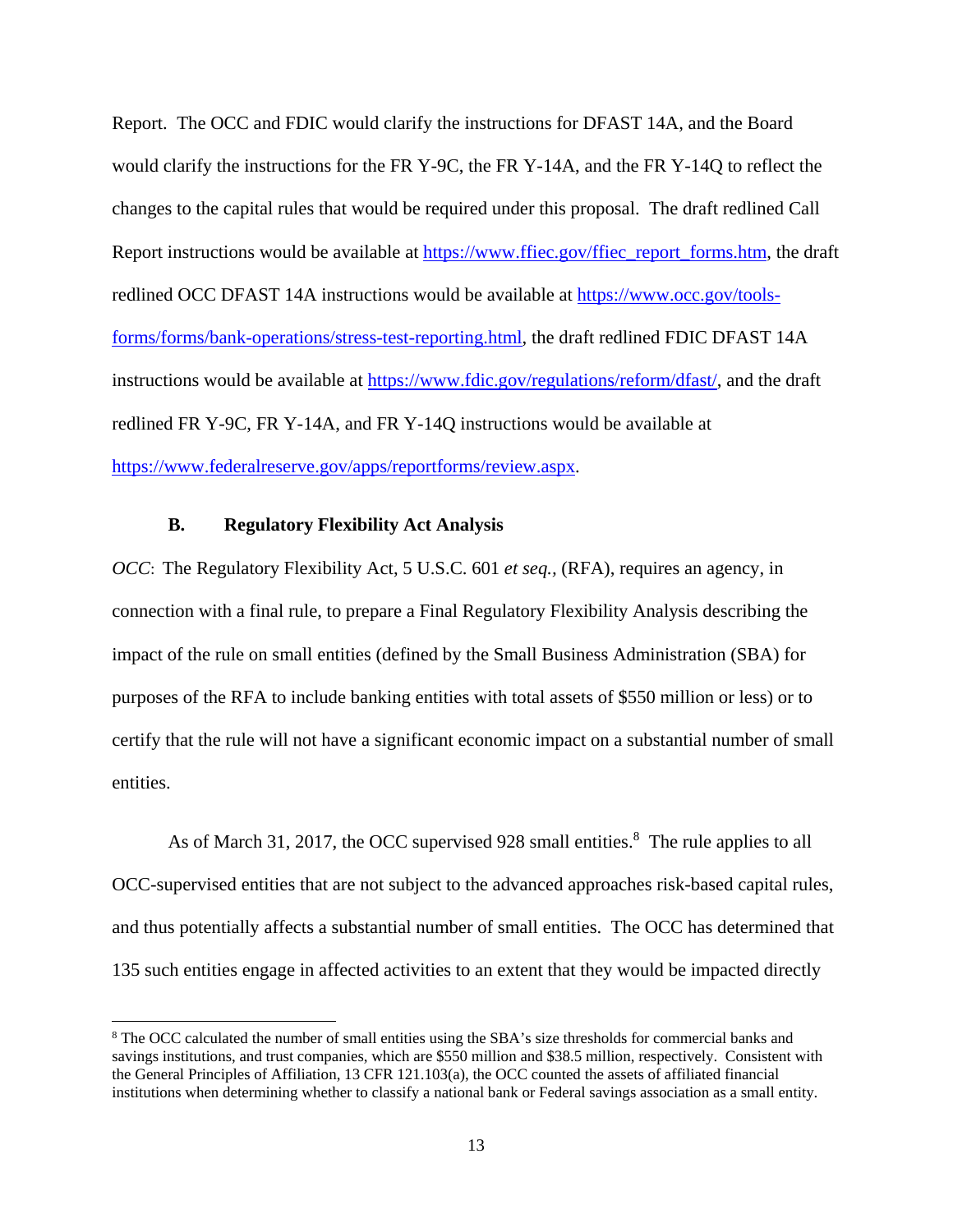Report. The OCC and FDIC would clarify the instructions for DFAST 14A, and the Board would clarify the instructions for the FR Y-9C, the FR Y-14A, and the FR Y-14Q to reflect the changes to the capital rules that would be required under this proposal. The draft redlined Call Report instructions would be available at https://www.ffiec.gov/ffiec_report_forms.htm, the draft redlined OCC DFAST 14A instructions would be available at https://www.occ.gov/tools-forms/forms/bank-operations/stress-test-reporting.html, the draft redlined FDIC DFAST 14A instructions would be available at https://www.fdic.gov/regulations/reform/dfast/, and the draft redlined FR Y-9C, FR Y-14A, and FR Y-14Q instructions would be available at https://www.federalreserve.gov/apps/reportforms/review.aspx.

### B. Regulatory Flexibility Act Analysis

*OCC*: The Regulatory Flexibility Act, 5 U.S.C. 601 *et seq.*, (RFA), requires an agency, in connection with a final rule, to prepare a Final Regulatory Flexibility Analysis describing the impact of the rule on small entities (defined by the Small Business Administration (SBA) for purposes of the RFA to include banking entities with total assets of $550 million or less) or to certify that the rule will not have a significant economic impact on a substantial number of small entities.

As of March 31, 2017, the OCC supervised 928 small entities.[8] The rule applies to all OCC-supervised entities that are not subject to the advanced approaches risk-based capital rules, and thus potentially affects a substantial number of small entities. The OCC has determined that 135 such entities engage in affected activities to an extent that they would be impacted directly

[8] The OCC calculated the number of small entities using the SBA's size thresholds for commercial banks and savings institutions, and trust companies, which are $550 million and $38.5 million, respectively. Consistent with the General Principles of Affiliation, 13 CFR 121.103(a), the OCC counted the assets of affiliated financial institutions when determining whether to classify a national bank or Federal savings association as a small entity.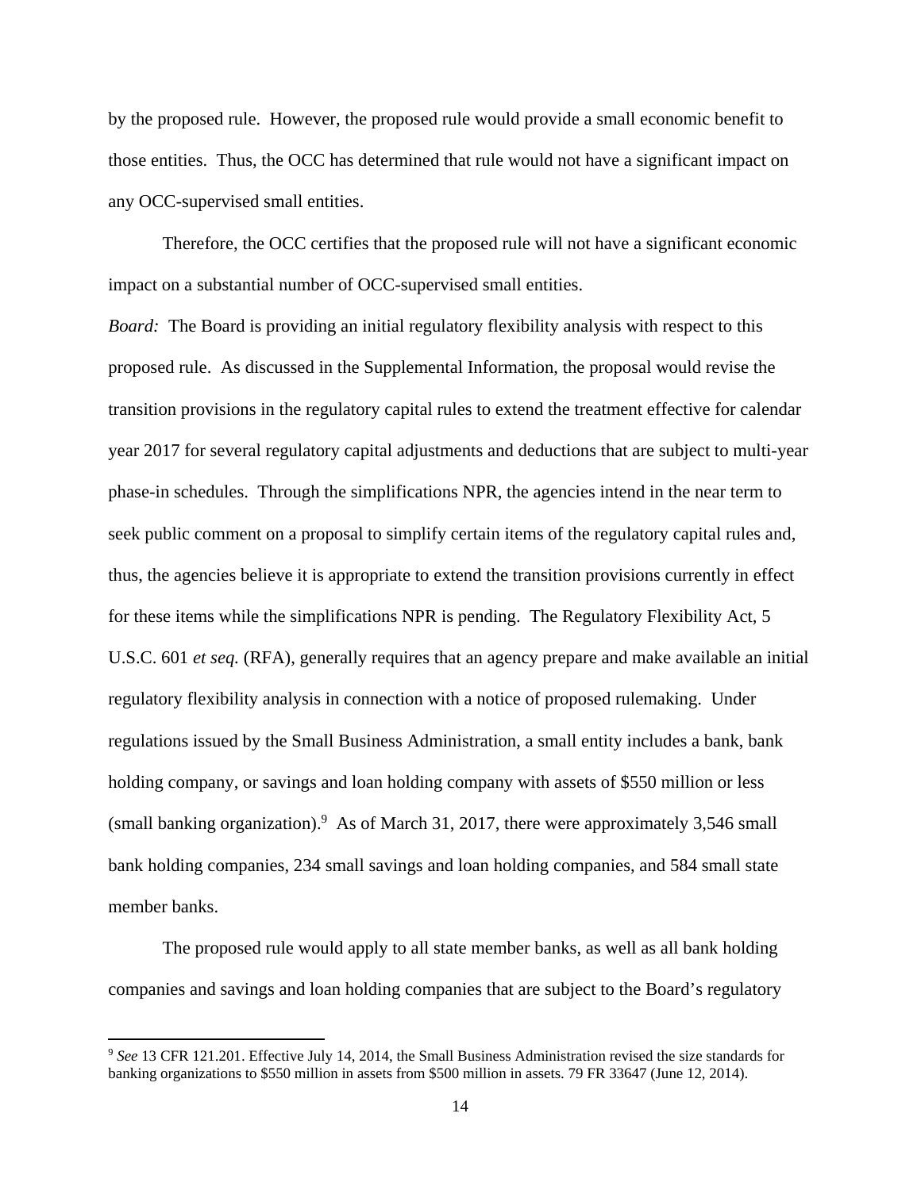by the proposed rule. However, the proposed rule would provide a small economic benefit to those entities. Thus, the OCC has determined that rule would not have a significant impact on any OCC-supervised small entities.

Therefore, the OCC certifies that the proposed rule will not have a significant economic impact on a substantial number of OCC-supervised small entities.

*Board:* The Board is providing an initial regulatory flexibility analysis with respect to this proposed rule. As discussed in the Supplemental Information, the proposal would revise the transition provisions in the regulatory capital rules to extend the treatment effective for calendar year 2017 for several regulatory capital adjustments and deductions that are subject to multi-year phase-in schedules. Through the simplifications NPR, the agencies intend in the near term to seek public comment on a proposal to simplify certain items of the regulatory capital rules and, thus, the agencies believe it is appropriate to extend the transition provisions currently in effect for these items while the simplifications NPR is pending. The Regulatory Flexibility Act, 5 U.S.C. 601 *et seq.* (RFA), generally requires that an agency prepare and make available an initial regulatory flexibility analysis in connection with a notice of proposed rulemaking. Under regulations issued by the Small Business Administration, a small entity includes a bank, bank holding company, or savings and loan holding company with assets of $550 million or less (small banking organization).[9] As of March 31, 2017, there were approximately 3,546 small bank holding companies, 234 small savings and loan holding companies, and 584 small state member banks.

The proposed rule would apply to all state member banks, as well as all bank holding companies and savings and loan holding companies that are subject to the Board's regulatory

[9] *See* 13 CFR 121.201. Effective July 14, 2014, the Small Business Administration revised the size standards for banking organizations to $550 million in assets from $500 million in assets. 79 FR 33647 (June 12, 2014).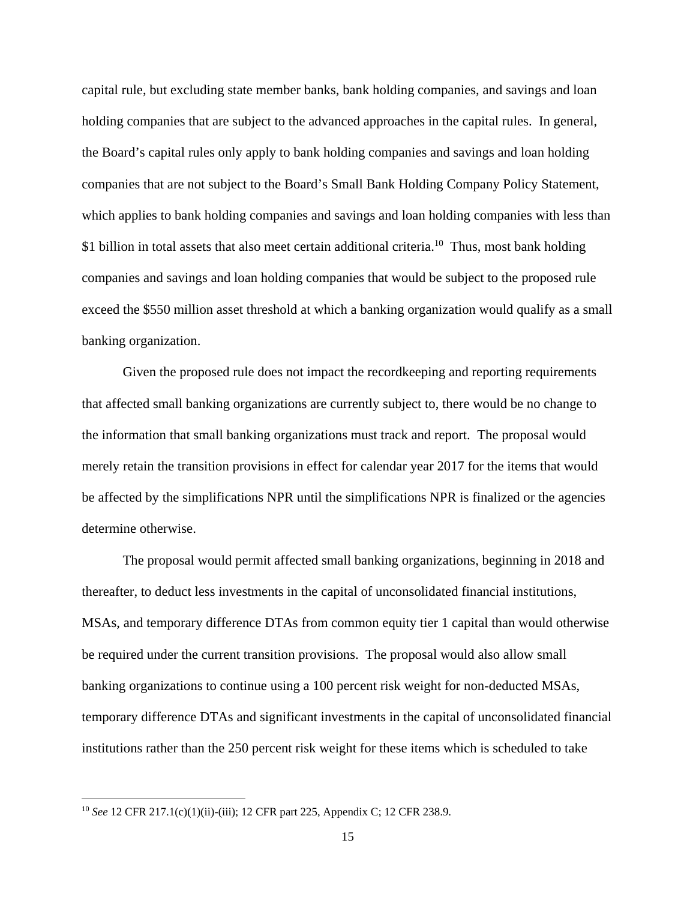capital rule, but excluding state member banks, bank holding companies, and savings and loan holding companies that are subject to the advanced approaches in the capital rules. In general, the Board's capital rules only apply to bank holding companies and savings and loan holding companies that are not subject to the Board's Small Bank Holding Company Policy Statement, which applies to bank holding companies and savings and loan holding companies with less than $1 billion in total assets that also meet certain additional criteria.[10] Thus, most bank holding companies and savings and loan holding companies that would be subject to the proposed rule exceed the $550 million asset threshold at which a banking organization would qualify as a small banking organization.

Given the proposed rule does not impact the recordkeeping and reporting requirements that affected small banking organizations are currently subject to, there would be no change to the information that small banking organizations must track and report. The proposal would merely retain the transition provisions in effect for calendar year 2017 for the items that would be affected by the simplifications NPR until the simplifications NPR is finalized or the agencies determine otherwise.

The proposal would permit affected small banking organizations, beginning in 2018 and thereafter, to deduct less investments in the capital of unconsolidated financial institutions, MSAs, and temporary difference DTAs from common equity tier 1 capital than would otherwise be required under the current transition provisions. The proposal would also allow small banking organizations to continue using a 100 percent risk weight for non-deducted MSAs, temporary difference DTAs and significant investments in the capital of unconsolidated financial institutions rather than the 250 percent risk weight for these items which is scheduled to take

---

[10] *See* 12 CFR 217.1(c)(1)(ii)-(iii); 12 CFR part 225, Appendix C; 12 CFR 238.9.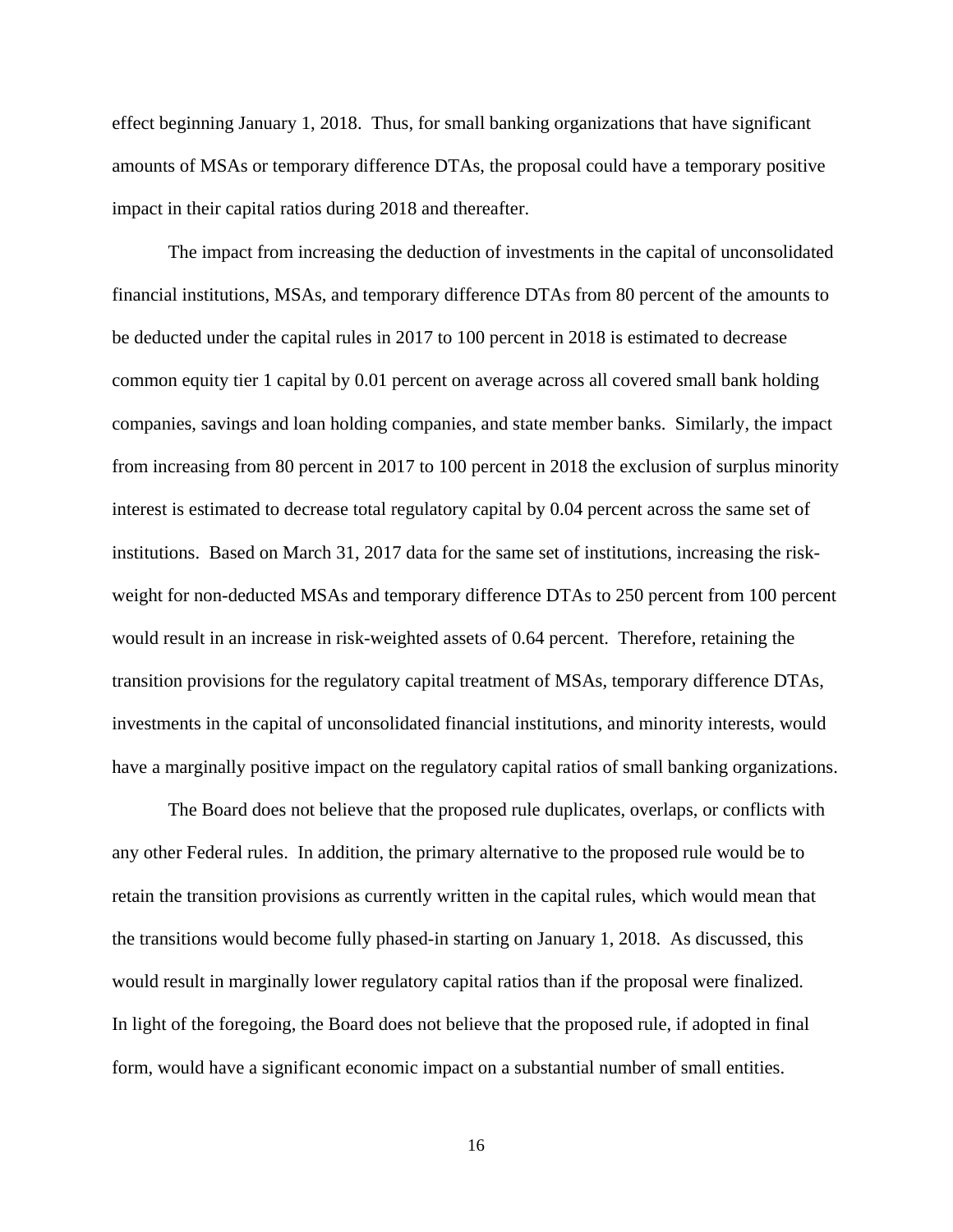effect beginning January 1, 2018. Thus, for small banking organizations that have significant amounts of MSAs or temporary difference DTAs, the proposal could have a temporary positive impact in their capital ratios during 2018 and thereafter.

The impact from increasing the deduction of investments in the capital of unconsolidated financial institutions, MSAs, and temporary difference DTAs from 80 percent of the amounts to be deducted under the capital rules in 2017 to 100 percent in 2018 is estimated to decrease common equity tier 1 capital by 0.01 percent on average across all covered small bank holding companies, savings and loan holding companies, and state member banks. Similarly, the impact from increasing from 80 percent in 2017 to 100 percent in 2018 the exclusion of surplus minority interest is estimated to decrease total regulatory capital by 0.04 percent across the same set of institutions. Based on March 31, 2017 data for the same set of institutions, increasing the risk-weight for non-deducted MSAs and temporary difference DTAs to 250 percent from 100 percent would result in an increase in risk-weighted assets of 0.64 percent. Therefore, retaining the transition provisions for the regulatory capital treatment of MSAs, temporary difference DTAs, investments in the capital of unconsolidated financial institutions, and minority interests, would have a marginally positive impact on the regulatory capital ratios of small banking organizations.

The Board does not believe that the proposed rule duplicates, overlaps, or conflicts with any other Federal rules. In addition, the primary alternative to the proposed rule would be to retain the transition provisions as currently written in the capital rules, which would mean that the transitions would become fully phased-in starting on January 1, 2018. As discussed, this would result in marginally lower regulatory capital ratios than if the proposal were finalized. In light of the foregoing, the Board does not believe that the proposed rule, if adopted in final form, would have a significant economic impact on a substantial number of small entities.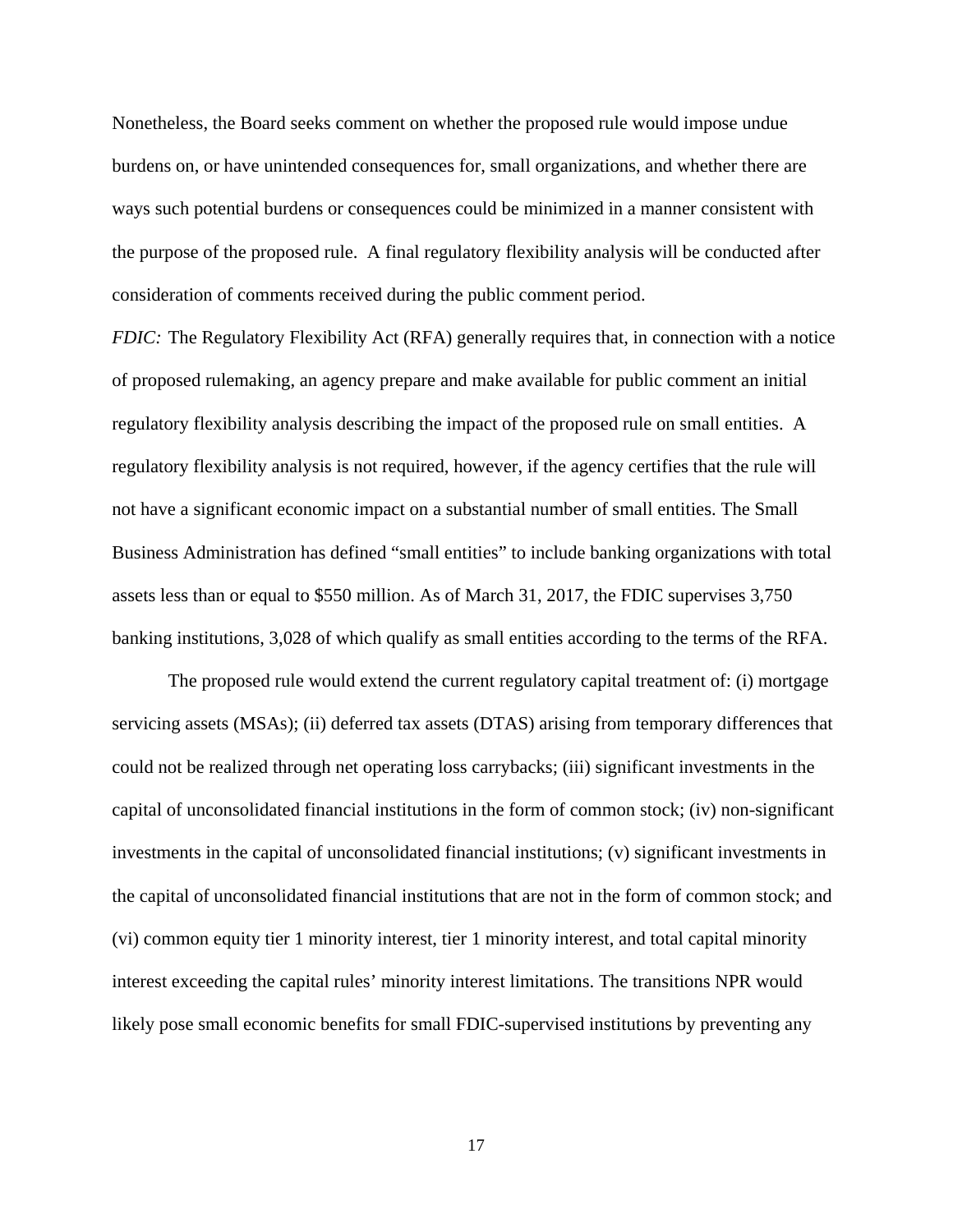Nonetheless, the Board seeks comment on whether the proposed rule would impose undue burdens on, or have unintended consequences for, small organizations, and whether there are ways such potential burdens or consequences could be minimized in a manner consistent with the purpose of the proposed rule. A final regulatory flexibility analysis will be conducted after consideration of comments received during the public comment period.

*FDIC:* The Regulatory Flexibility Act (RFA) generally requires that, in connection with a notice of proposed rulemaking, an agency prepare and make available for public comment an initial regulatory flexibility analysis describing the impact of the proposed rule on small entities. A regulatory flexibility analysis is not required, however, if the agency certifies that the rule will not have a significant economic impact on a substantial number of small entities. The Small Business Administration has defined "small entities" to include banking organizations with total assets less than or equal to $550 million. As of March 31, 2017, the FDIC supervises 3,750 banking institutions, 3,028 of which qualify as small entities according to the terms of the RFA.

The proposed rule would extend the current regulatory capital treatment of: (i) mortgage servicing assets (MSAs); (ii) deferred tax assets (DTAS) arising from temporary differences that could not be realized through net operating loss carrybacks; (iii) significant investments in the capital of unconsolidated financial institutions in the form of common stock; (iv) non-significant investments in the capital of unconsolidated financial institutions; (v) significant investments in the capital of unconsolidated financial institutions that are not in the form of common stock; and (vi) common equity tier 1 minority interest, tier 1 minority interest, and total capital minority interest exceeding the capital rules' minority interest limitations. The transitions NPR would likely pose small economic benefits for small FDIC-supervised institutions by preventing any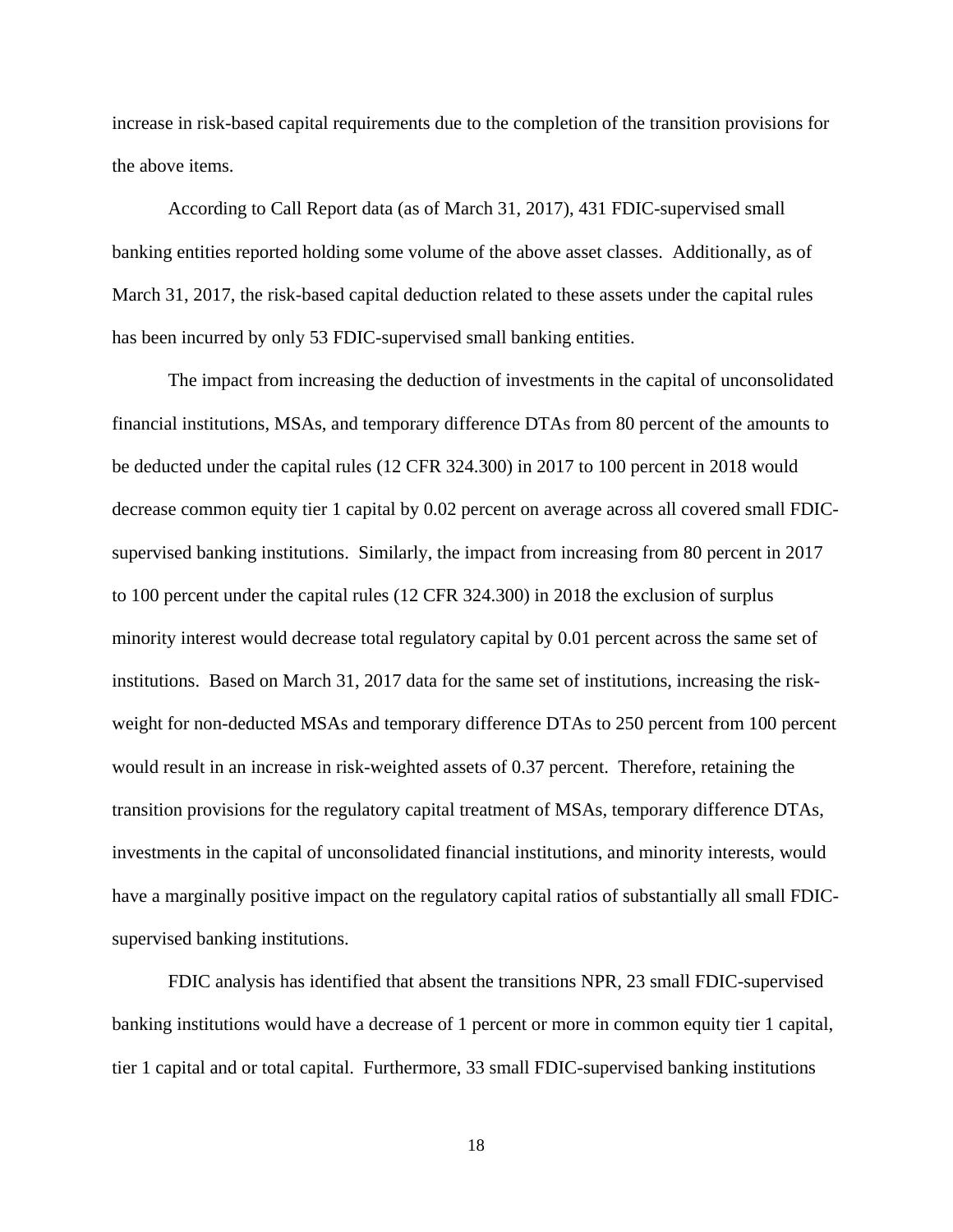increase in risk-based capital requirements due to the completion of the transition provisions for the above items.

According to Call Report data (as of March 31, 2017), 431 FDIC-supervised small banking entities reported holding some volume of the above asset classes. Additionally, as of March 31, 2017, the risk-based capital deduction related to these assets under the capital rules has been incurred by only 53 FDIC-supervised small banking entities.

The impact from increasing the deduction of investments in the capital of unconsolidated financial institutions, MSAs, and temporary difference DTAs from 80 percent of the amounts to be deducted under the capital rules (12 CFR 324.300) in 2017 to 100 percent in 2018 would decrease common equity tier 1 capital by 0.02 percent on average across all covered small FDIC-supervised banking institutions. Similarly, the impact from increasing from 80 percent in 2017 to 100 percent under the capital rules (12 CFR 324.300) in 2018 the exclusion of surplus minority interest would decrease total regulatory capital by 0.01 percent across the same set of institutions. Based on March 31, 2017 data for the same set of institutions, increasing the risk-weight for non-deducted MSAs and temporary difference DTAs to 250 percent from 100 percent would result in an increase in risk-weighted assets of 0.37 percent. Therefore, retaining the transition provisions for the regulatory capital treatment of MSAs, temporary difference DTAs, investments in the capital of unconsolidated financial institutions, and minority interests, would have a marginally positive impact on the regulatory capital ratios of substantially all small FDIC-supervised banking institutions.

FDIC analysis has identified that absent the transitions NPR, 23 small FDIC-supervised banking institutions would have a decrease of 1 percent or more in common equity tier 1 capital, tier 1 capital and or total capital. Furthermore, 33 small FDIC-supervised banking institutions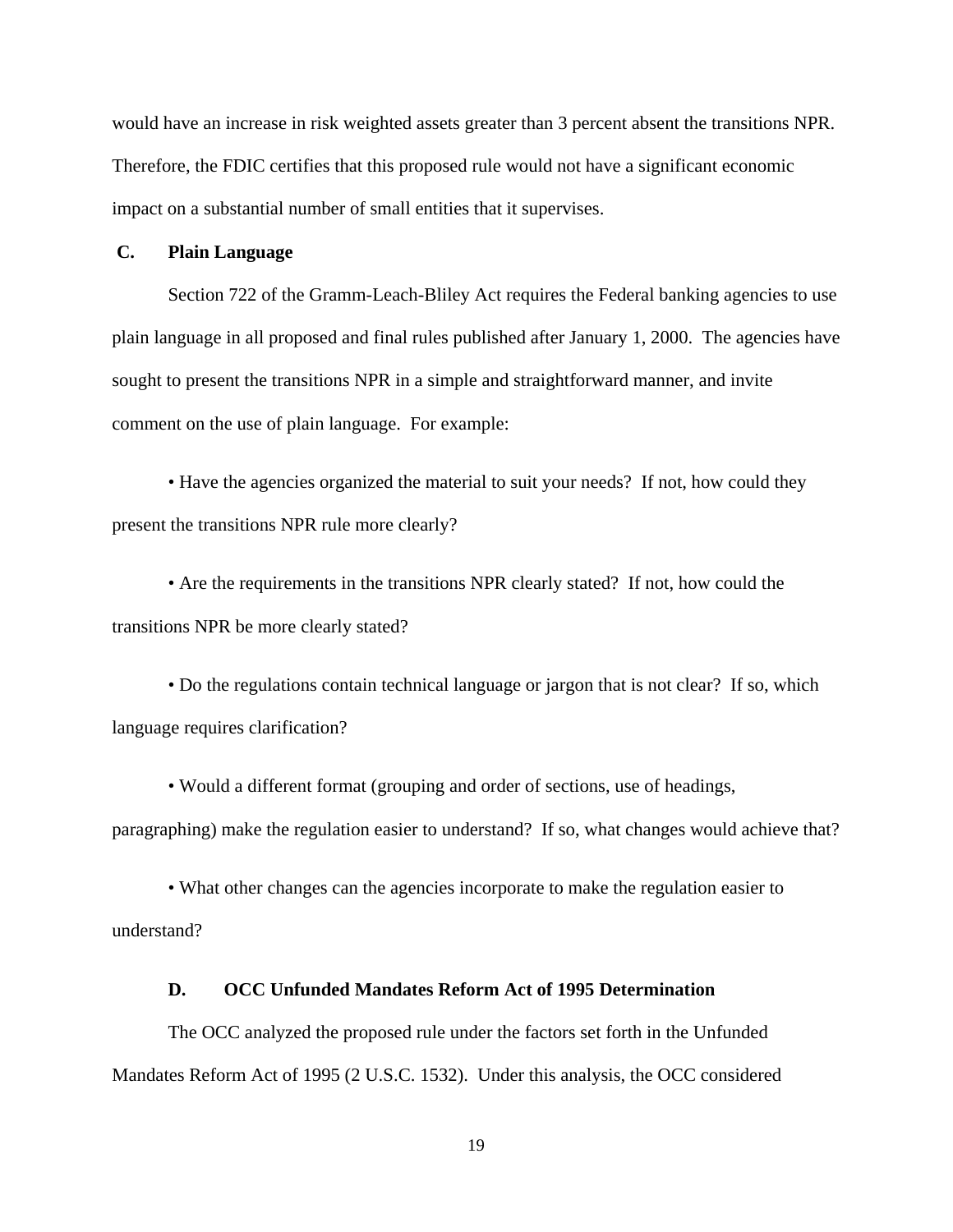would have an increase in risk weighted assets greater than 3 percent absent the transitions NPR. Therefore, the FDIC certifies that this proposed rule would not have a significant economic impact on a substantial number of small entities that it supervises.

## C. Plain Language

Section 722 of the Gramm-Leach-Bliley Act requires the Federal banking agencies to use plain language in all proposed and final rules published after January 1, 2000. The agencies have sought to present the transitions NPR in a simple and straightforward manner, and invite comment on the use of plain language. For example:

• Have the agencies organized the material to suit your needs? If not, how could they present the transitions NPR rule more clearly?

• Are the requirements in the transitions NPR clearly stated? If not, how could the transitions NPR be more clearly stated?

• Do the regulations contain technical language or jargon that is not clear? If so, which language requires clarification?

• Would a different format (grouping and order of sections, use of headings, paragraphing) make the regulation easier to understand? If so, what changes would achieve that?

• What other changes can the agencies incorporate to make the regulation easier to understand?

## D. OCC Unfunded Mandates Reform Act of 1995 Determination

The OCC analyzed the proposed rule under the factors set forth in the Unfunded Mandates Reform Act of 1995 (2 U.S.C. 1532). Under this analysis, the OCC considered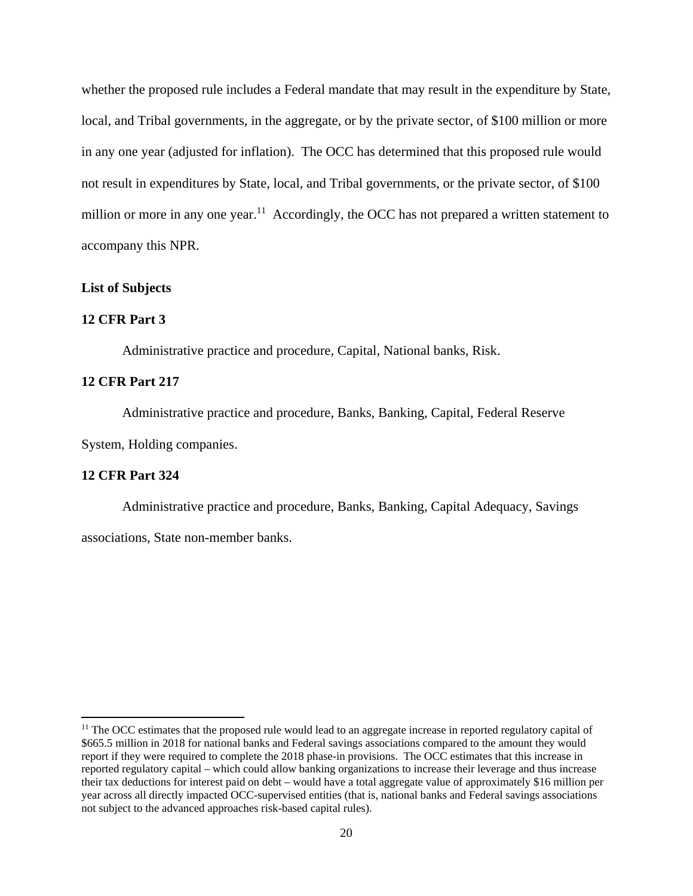whether the proposed rule includes a Federal mandate that may result in the expenditure by State, local, and Tribal governments, in the aggregate, or by the private sector, of $100 million or more in any one year (adjusted for inflation). The OCC has determined that this proposed rule would not result in expenditures by State, local, and Tribal governments, or the private sector, of $100 million or more in any one year.[11] Accordingly, the OCC has not prepared a written statement to accompany this NPR.

**List of Subjects**

**12 CFR Part 3**

Administrative practice and procedure, Capital, National banks, Risk.

**12 CFR Part 217**

Administrative practice and procedure, Banks, Banking, Capital, Federal Reserve System, Holding companies.

**12 CFR Part 324**

Administrative practice and procedure, Banks, Banking, Capital Adequacy, Savings associations, State non-member banks.

---

[11] The OCC estimates that the proposed rule would lead to an aggregate increase in reported regulatory capital of $665.5 million in 2018 for national banks and Federal savings associations compared to the amount they would report if they were required to complete the 2018 phase-in provisions. The OCC estimates that this increase in reported regulatory capital – which could allow banking organizations to increase their leverage and thus increase their tax deductions for interest paid on debt – would have a total aggregate value of approximately $16 million per year across all directly impacted OCC-supervised entities (that is, national banks and Federal savings associations not subject to the advanced approaches risk-based capital rules).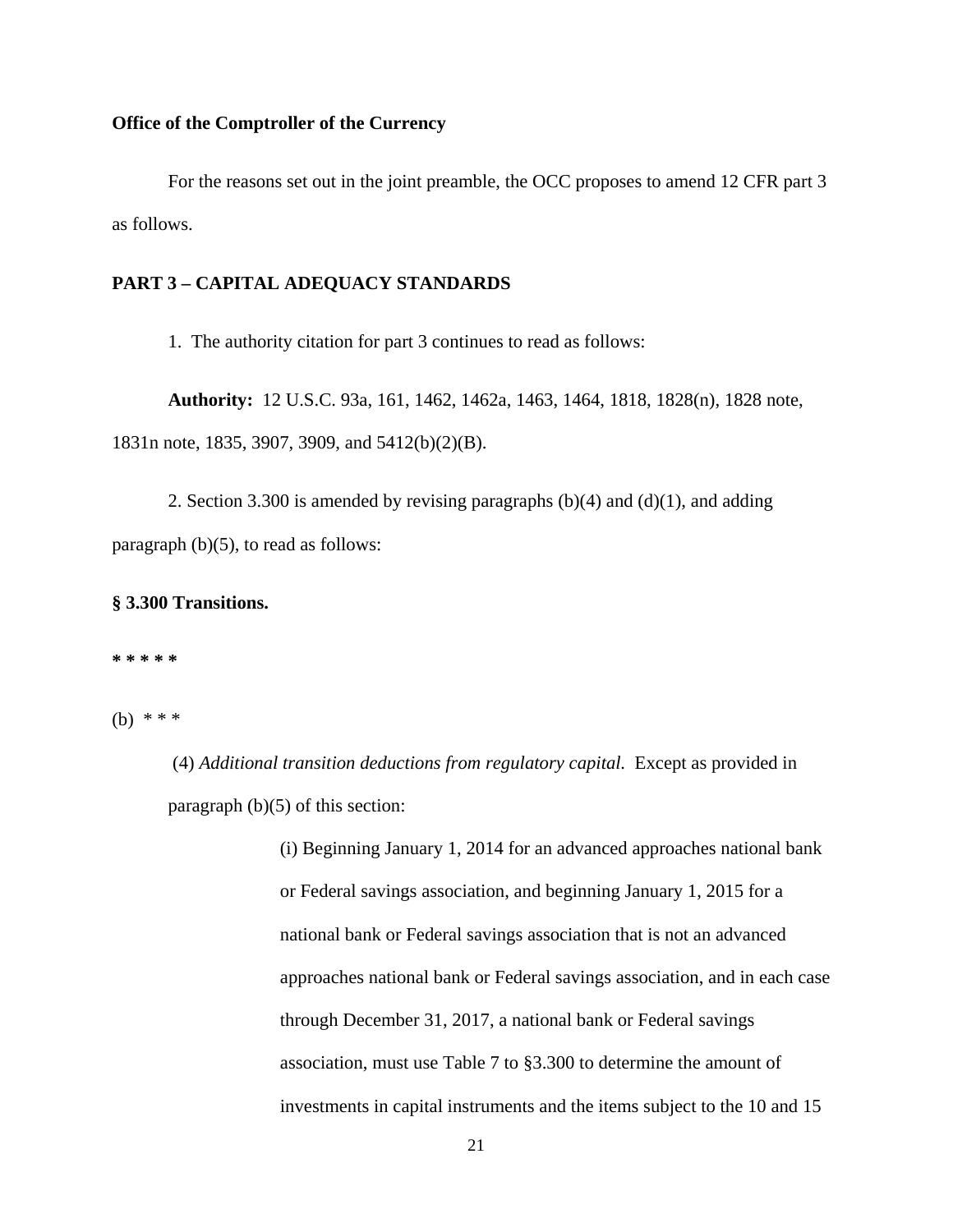**Office of the Comptroller of the Currency**

For the reasons set out in the joint preamble, the OCC proposes to amend 12 CFR part 3 as follows.

**PART 3 – CAPITAL ADEQUACY STANDARDS**

1. The authority citation for part 3 continues to read as follows:

**Authority:** 12 U.S.C. 93a, 161, 1462, 1462a, 1463, 1464, 1818, 1828(n), 1828 note, 1831n note, 1835, 3907, 3909, and 5412(b)(2)(B).

2. Section 3.300 is amended by revising paragraphs (b)(4) and (d)(1), and adding paragraph (b)(5), to read as follows:

**§ 3.300 Transitions.**

**\* \* \* \* \***

(b) \* \* \*

(4) *Additional transition deductions from regulatory capital.* Except as provided in paragraph (b)(5) of this section:

(i) Beginning January 1, 2014 for an advanced approaches national bank or Federal savings association, and beginning January 1, 2015 for a national bank or Federal savings association that is not an advanced approaches national bank or Federal savings association, and in each case through December 31, 2017, a national bank or Federal savings association, must use Table 7 to §3.300 to determine the amount of investments in capital instruments and the items subject to the 10 and 15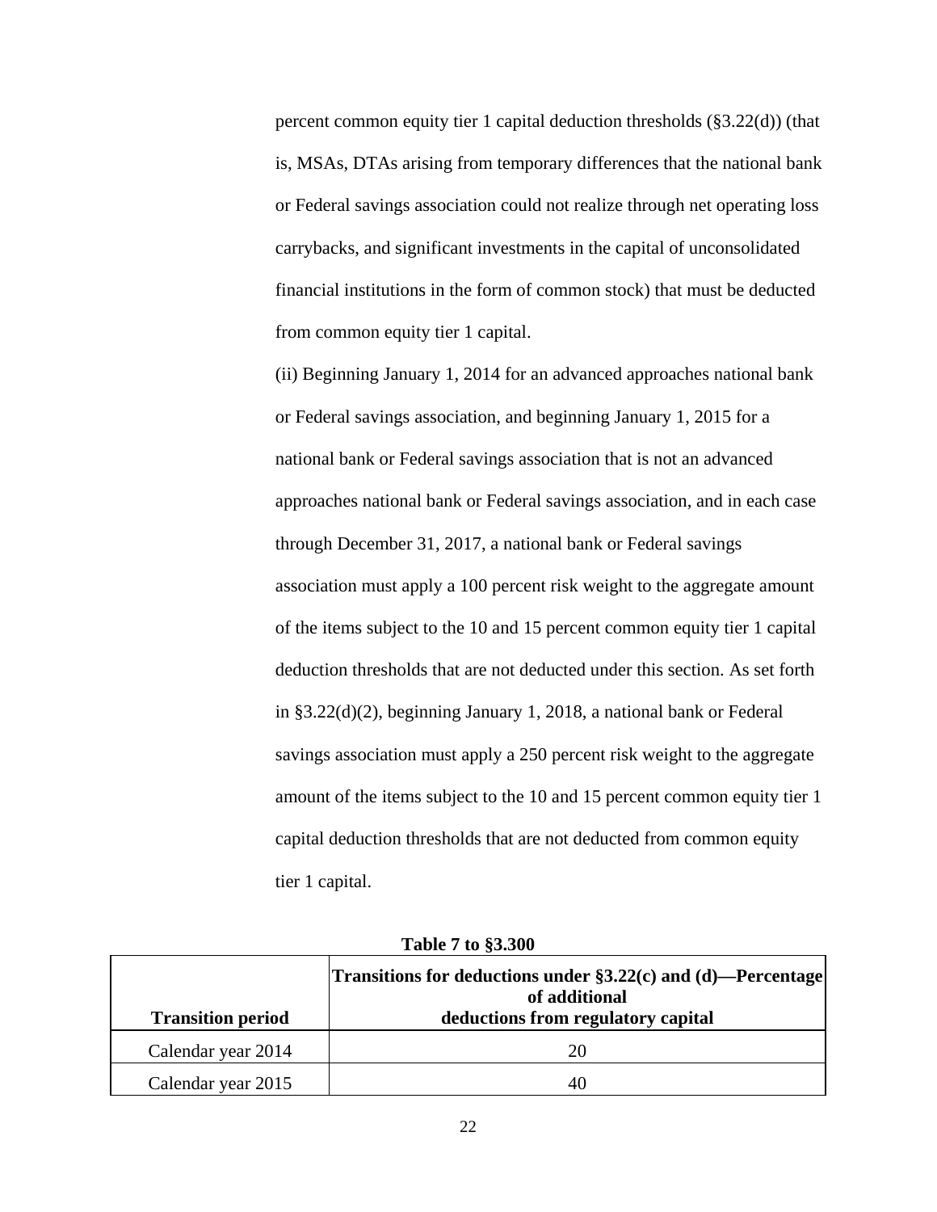percent common equity tier 1 capital deduction thresholds (§3.22(d)) (that is, MSAs, DTAs arising from temporary differences that the national bank or Federal savings association could not realize through net operating loss carrybacks, and significant investments in the capital of unconsolidated financial institutions in the form of common stock) that must be deducted from common equity tier 1 capital.

(ii) Beginning January 1, 2014 for an advanced approaches national bank or Federal savings association, and beginning January 1, 2015 for a national bank or Federal savings association that is not an advanced approaches national bank or Federal savings association, and in each case through December 31, 2017, a national bank or Federal savings association must apply a 100 percent risk weight to the aggregate amount of the items subject to the 10 and 15 percent common equity tier 1 capital deduction thresholds that are not deducted under this section. As set forth in §3.22(d)(2), beginning January 1, 2018, a national bank or Federal savings association must apply a 250 percent risk weight to the aggregate amount of the items subject to the 10 and 15 percent common equity tier 1 capital deduction thresholds that are not deducted from common equity tier 1 capital.

**Table 7 to §3.300**

| **Transition period** | **Transitions for deductions under §3.22(c) and (d)—Percentage of additional deductions from regulatory capital** |
|---|---|
| Calendar year 2014 | 20 |
| Calendar year 2015 | 40 |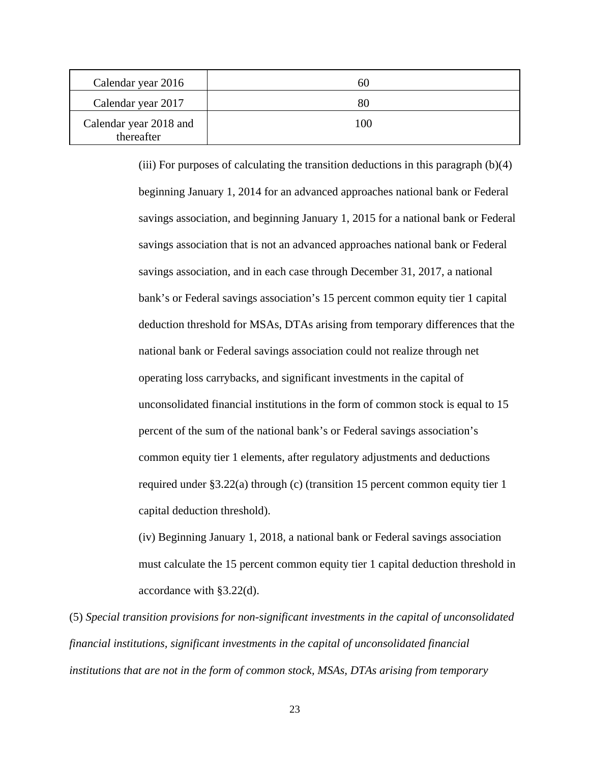| Calendar year 2016 | 60 |
|---|---|
| Calendar year 2017 | 80 |
| Calendar year 2018 and thereafter | 100 |

(iii) For purposes of calculating the transition deductions in this paragraph (b)(4) beginning January 1, 2014 for an advanced approaches national bank or Federal savings association, and beginning January 1, 2015 for a national bank or Federal savings association that is not an advanced approaches national bank or Federal savings association, and in each case through December 31, 2017, a national bank's or Federal savings association's 15 percent common equity tier 1 capital deduction threshold for MSAs, DTAs arising from temporary differences that the national bank or Federal savings association could not realize through net operating loss carrybacks, and significant investments in the capital of unconsolidated financial institutions in the form of common stock is equal to 15 percent of the sum of the national bank's or Federal savings association's common equity tier 1 elements, after regulatory adjustments and deductions required under §3.22(a) through (c) (transition 15 percent common equity tier 1 capital deduction threshold).

(iv) Beginning January 1, 2018, a national bank or Federal savings association must calculate the 15 percent common equity tier 1 capital deduction threshold in accordance with §3.22(d).

(5) *Special transition provisions for non-significant investments in the capital of unconsolidated financial institutions, significant investments in the capital of unconsolidated financial institutions that are not in the form of common stock, MSAs, DTAs arising from temporary*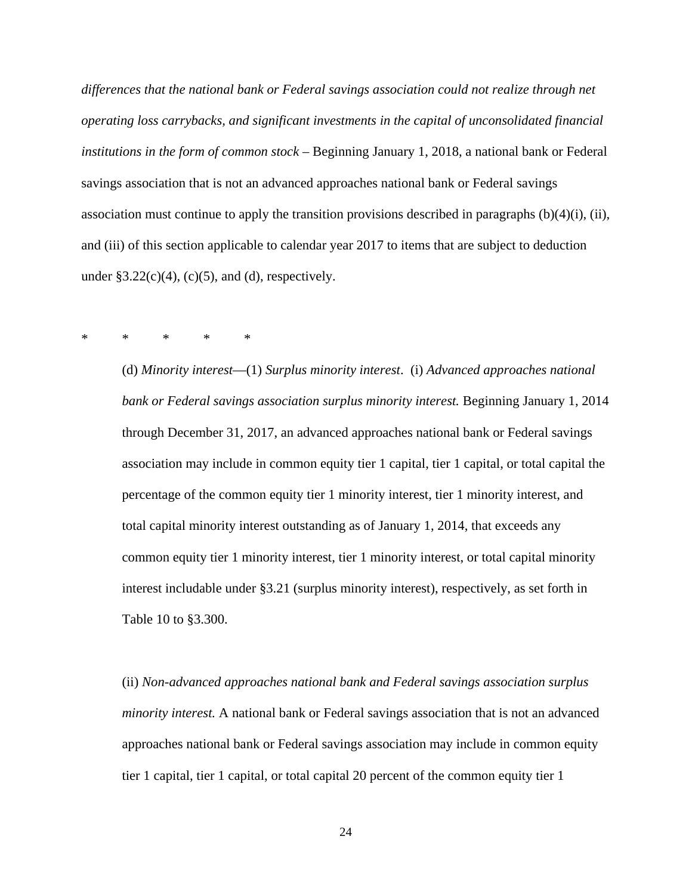*differences that the national bank or Federal savings association could not realize through net operating loss carrybacks, and significant investments in the capital of unconsolidated financial institutions in the form of common stock* – Beginning January 1, 2018, a national bank or Federal savings association that is not an advanced approaches national bank or Federal savings association must continue to apply the transition provisions described in paragraphs (b)(4)(i), (ii), and (iii) of this section applicable to calendar year 2017 to items that are subject to deduction under §3.22(c)(4), (c)(5), and (d), respectively.

\*     \*     \*     \*     \*

(d) *Minority interest*—(1) *Surplus minority interest*. (i) *Advanced approaches national bank or Federal savings association surplus minority interest.* Beginning January 1, 2014 through December 31, 2017, an advanced approaches national bank or Federal savings association may include in common equity tier 1 capital, tier 1 capital, or total capital the percentage of the common equity tier 1 minority interest, tier 1 minority interest, and total capital minority interest outstanding as of January 1, 2014, that exceeds any common equity tier 1 minority interest, tier 1 minority interest, or total capital minority interest includable under §3.21 (surplus minority interest), respectively, as set forth in Table 10 to §3.300.

(ii) *Non-advanced approaches national bank and Federal savings association surplus minority interest.* A national bank or Federal savings association that is not an advanced approaches national bank or Federal savings association may include in common equity tier 1 capital, tier 1 capital, or total capital 20 percent of the common equity tier 1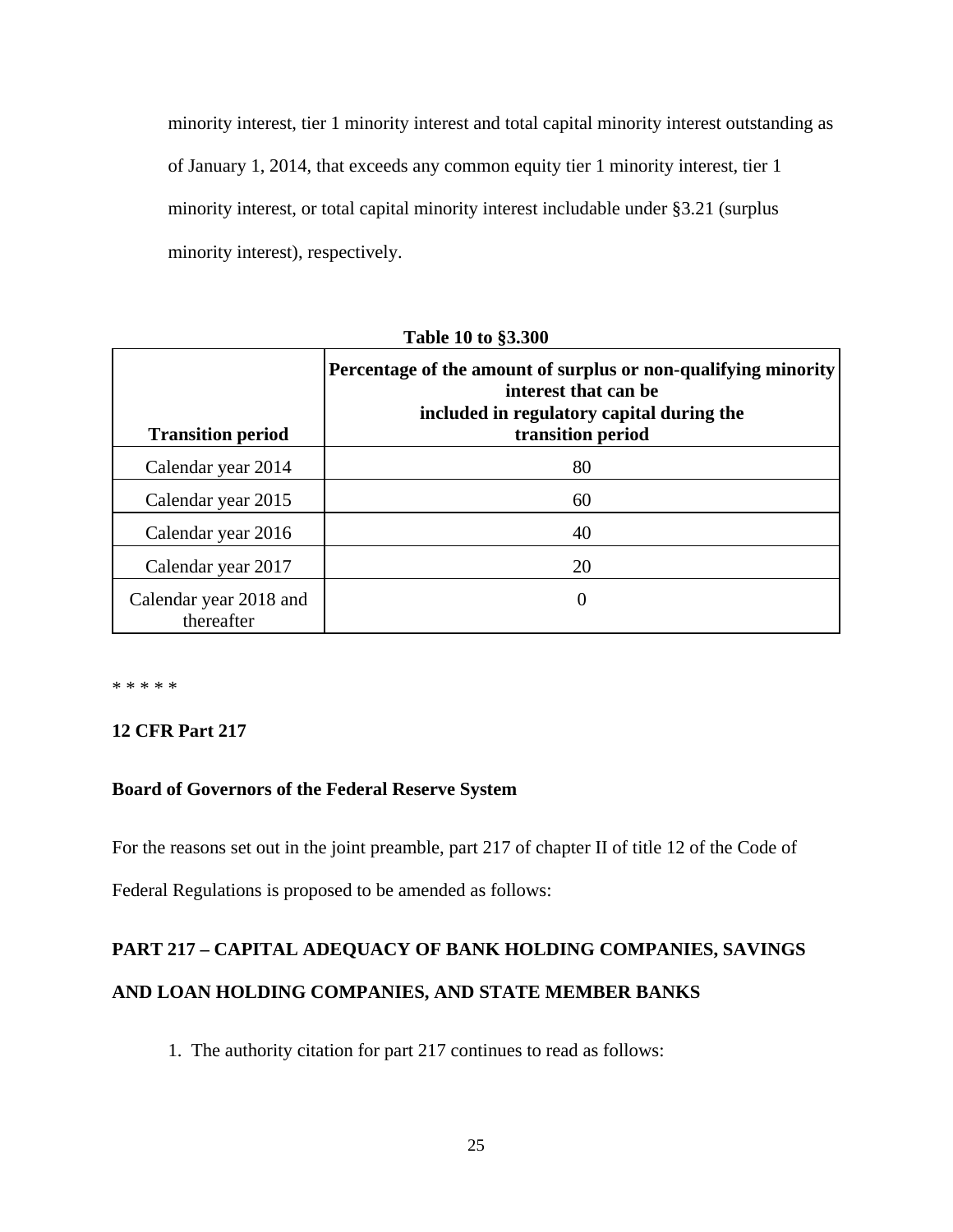minority interest, tier 1 minority interest and total capital minority interest outstanding as of January 1, 2014, that exceeds any common equity tier 1 minority interest, tier 1 minority interest, or total capital minority interest includable under §3.21 (surplus minority interest), respectively.

**Table 10 to §3.300**

| **Transition period** | **Percentage of the amount of surplus or non-qualifying minority interest that can be included in regulatory capital during the transition period** |
|---|---|
| Calendar year 2014 | 80 |
| Calendar year 2015 | 60 |
| Calendar year 2016 | 40 |
| Calendar year 2017 | 20 |
| Calendar year 2018 and thereafter | 0 |

* * * * *

**12 CFR Part 217**

**Board of Governors of the Federal Reserve System**

For the reasons set out in the joint preamble, part 217 of chapter II of title 12 of the Code of Federal Regulations is proposed to be amended as follows:

**PART 217 – CAPITAL ADEQUACY OF BANK HOLDING COMPANIES, SAVINGS AND LOAN HOLDING COMPANIES, AND STATE MEMBER BANKS**

1. The authority citation for part 217 continues to read as follows: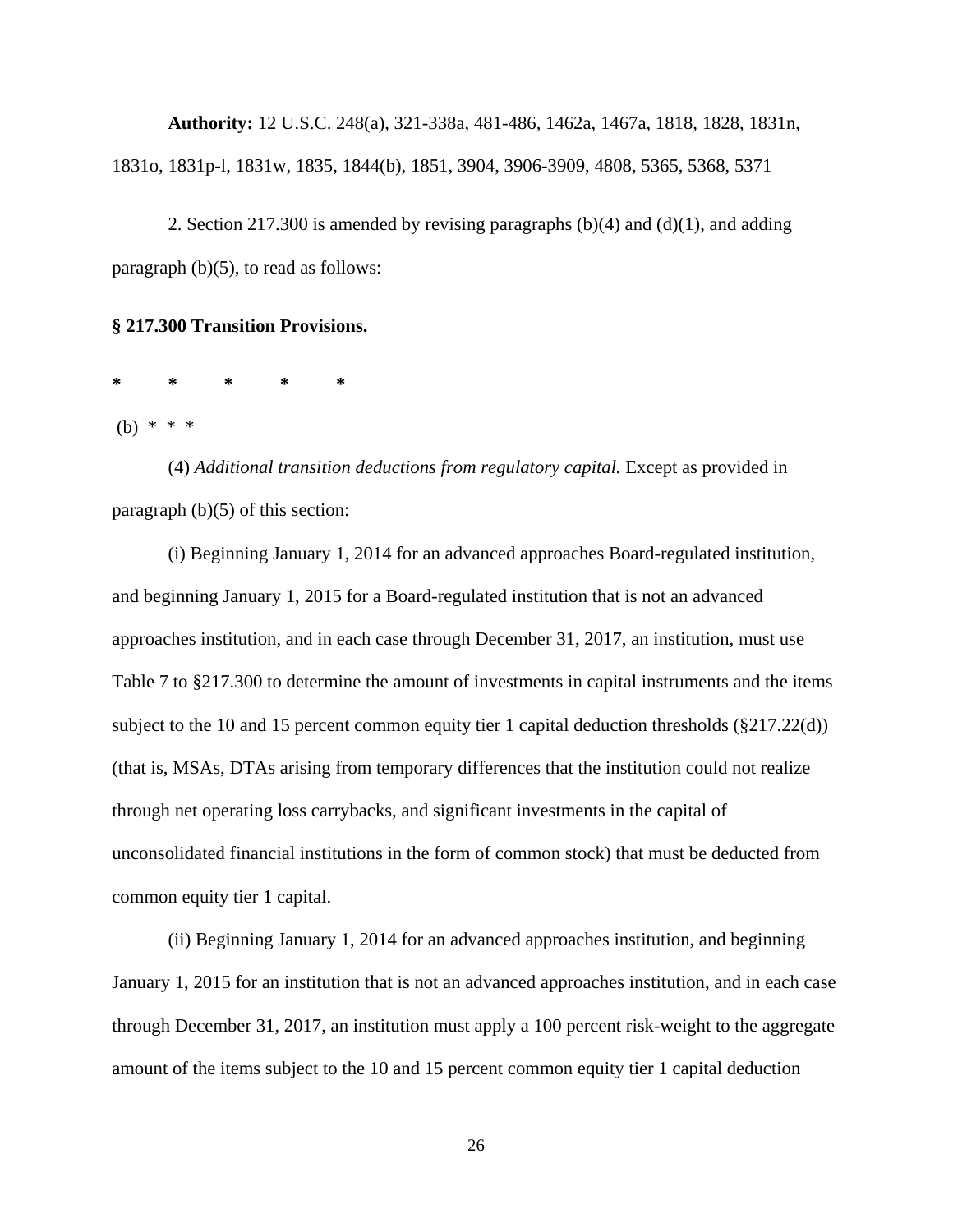**Authority:** 12 U.S.C. 248(a), 321-338a, 481-486, 1462a, 1467a, 1818, 1828, 1831n, 1831o, 1831p-l, 1831w, 1835, 1844(b), 1851, 3904, 3906-3909, 4808, 5365, 5368, 5371

2. Section 217.300 is amended by revising paragraphs (b)(4) and (d)(1), and adding paragraph (b)(5), to read as follows:

**§ 217.300 Transition Provisions.**

**\*     \*     \*     \*     \***

(b) \* \* \*

(4) *Additional transition deductions from regulatory capital.* Except as provided in paragraph (b)(5) of this section:

(i) Beginning January 1, 2014 for an advanced approaches Board-regulated institution, and beginning January 1, 2015 for a Board-regulated institution that is not an advanced approaches institution, and in each case through December 31, 2017, an institution, must use Table 7 to §217.300 to determine the amount of investments in capital instruments and the items subject to the 10 and 15 percent common equity tier 1 capital deduction thresholds (§217.22(d)) (that is, MSAs, DTAs arising from temporary differences that the institution could not realize through net operating loss carrybacks, and significant investments in the capital of unconsolidated financial institutions in the form of common stock) that must be deducted from common equity tier 1 capital.

(ii) Beginning January 1, 2014 for an advanced approaches institution, and beginning January 1, 2015 for an institution that is not an advanced approaches institution, and in each case through December 31, 2017, an institution must apply a 100 percent risk-weight to the aggregate amount of the items subject to the 10 and 15 percent common equity tier 1 capital deduction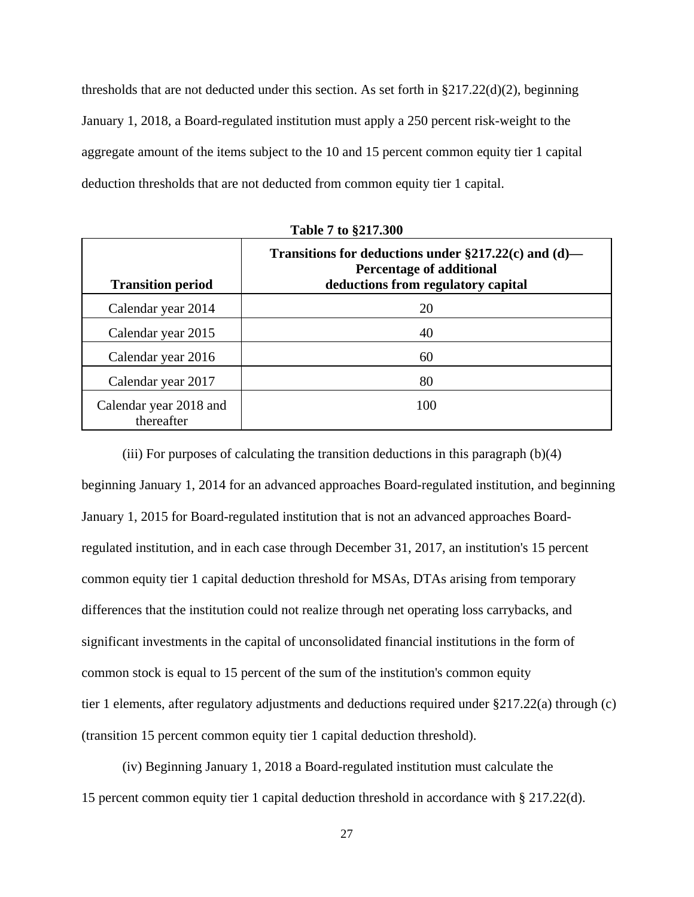thresholds that are not deducted under this section. As set forth in §217.22(d)(2), beginning January 1, 2018, a Board-regulated institution must apply a 250 percent risk-weight to the aggregate amount of the items subject to the 10 and 15 percent common equity tier 1 capital deduction thresholds that are not deducted from common equity tier 1 capital.

**Table 7 to §217.300**

| Transition period | Transitions for deductions under §217.22(c) and (d)—Percentage of additional deductions from regulatory capital |
|---|---|
| Calendar year 2014 | 20 |
| Calendar year 2015 | 40 |
| Calendar year 2016 | 60 |
| Calendar year 2017 | 80 |
| Calendar year 2018 and thereafter | 100 |

(iii) For purposes of calculating the transition deductions in this paragraph (b)(4) beginning January 1, 2014 for an advanced approaches Board-regulated institution, and beginning January 1, 2015 for Board-regulated institution that is not an advanced approaches Board-regulated institution, and in each case through December 31, 2017, an institution's 15 percent common equity tier 1 capital deduction threshold for MSAs, DTAs arising from temporary differences that the institution could not realize through net operating loss carrybacks, and significant investments in the capital of unconsolidated financial institutions in the form of common stock is equal to 15 percent of the sum of the institution's common equity tier 1 elements, after regulatory adjustments and deductions required under §217.22(a) through (c) (transition 15 percent common equity tier 1 capital deduction threshold).

(iv) Beginning January 1, 2018 a Board-regulated institution must calculate the 15 percent common equity tier 1 capital deduction threshold in accordance with § 217.22(d).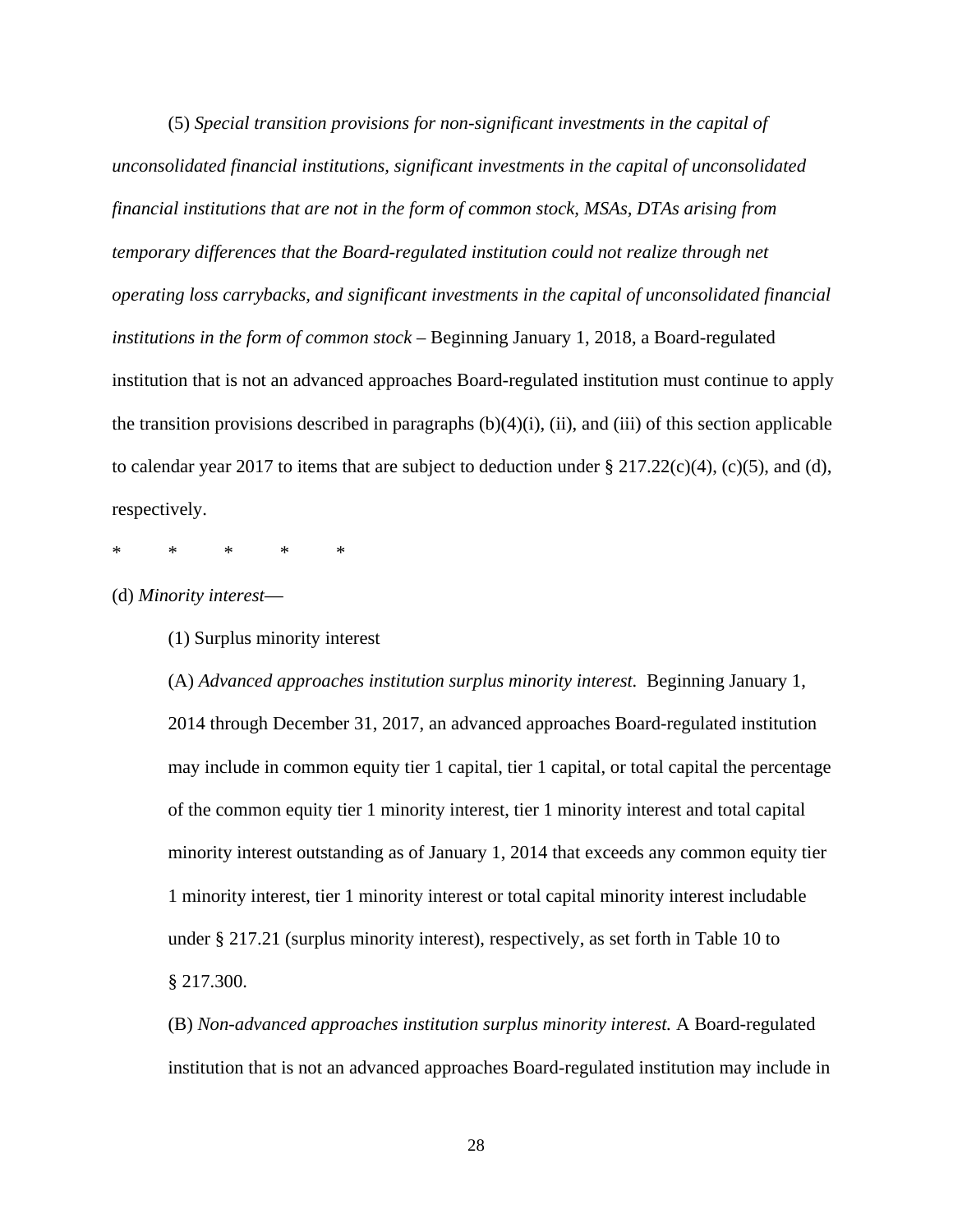(5) *Special transition provisions for non-significant investments in the capital of unconsolidated financial institutions, significant investments in the capital of unconsolidated financial institutions that are not in the form of common stock, MSAs, DTAs arising from temporary differences that the Board-regulated institution could not realize through net operating loss carrybacks, and significant investments in the capital of unconsolidated financial institutions in the form of common stock* – Beginning January 1, 2018, a Board-regulated institution that is not an advanced approaches Board-regulated institution must continue to apply the transition provisions described in paragraphs (b)(4)(i), (ii), and (iii) of this section applicable to calendar year 2017 to items that are subject to deduction under § 217.22(c)(4), (c)(5), and (d), respectively.

\*     \*     \*     \*     \*

(d) *Minority interest*—

(1) Surplus minority interest

(A) *Advanced approaches institution surplus minority interest.* Beginning January 1, 2014 through December 31, 2017, an advanced approaches Board-regulated institution may include in common equity tier 1 capital, tier 1 capital, or total capital the percentage of the common equity tier 1 minority interest, tier 1 minority interest and total capital minority interest outstanding as of January 1, 2014 that exceeds any common equity tier 1 minority interest, tier 1 minority interest or total capital minority interest includable under § 217.21 (surplus minority interest), respectively, as set forth in Table 10 to § 217.300.

(B) *Non-advanced approaches institution surplus minority interest.* A Board-regulated institution that is not an advanced approaches Board-regulated institution may include in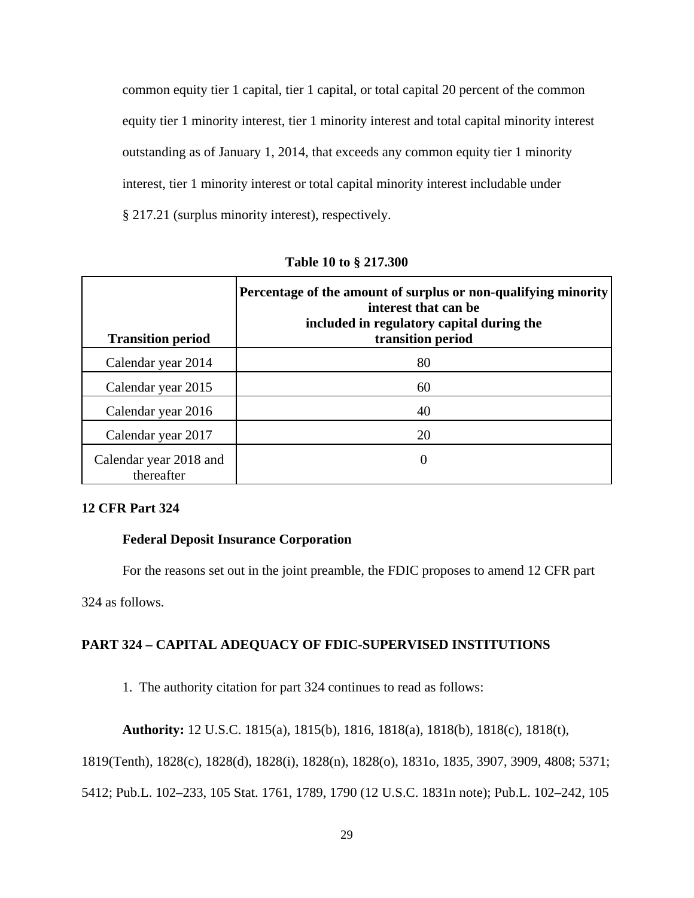common equity tier 1 capital, tier 1 capital, or total capital 20 percent of the common equity tier 1 minority interest, tier 1 minority interest and total capital minority interest outstanding as of January 1, 2014, that exceeds any common equity tier 1 minority interest, tier 1 minority interest or total capital minority interest includable under § 217.21 (surplus minority interest), respectively.

**Table 10 to § 217.300**

| Transition period | Percentage of the amount of surplus or non-qualifying minority interest that can be included in regulatory capital during the transition period |
|---|---|
| Calendar year 2014 | 80 |
| Calendar year 2015 | 60 |
| Calendar year 2016 | 40 |
| Calendar year 2017 | 20 |
| Calendar year 2018 and thereafter | 0 |

**12 CFR Part 324**

**Federal Deposit Insurance Corporation**

For the reasons set out in the joint preamble, the FDIC proposes to amend 12 CFR part 324 as follows.

**PART 324 – CAPITAL ADEQUACY OF FDIC-SUPERVISED INSTITUTIONS**

1. The authority citation for part 324 continues to read as follows:

**Authority:** 12 U.S.C. 1815(a), 1815(b), 1816, 1818(a), 1818(b), 1818(c), 1818(t), 1819(Tenth), 1828(c), 1828(d), 1828(i), 1828(n), 1828(o), 1831o, 1835, 3907, 3909, 4808; 5371; 5412; Pub.L. 102–233, 105 Stat. 1761, 1789, 1790 (12 U.S.C. 1831n note); Pub.L. 102–242, 105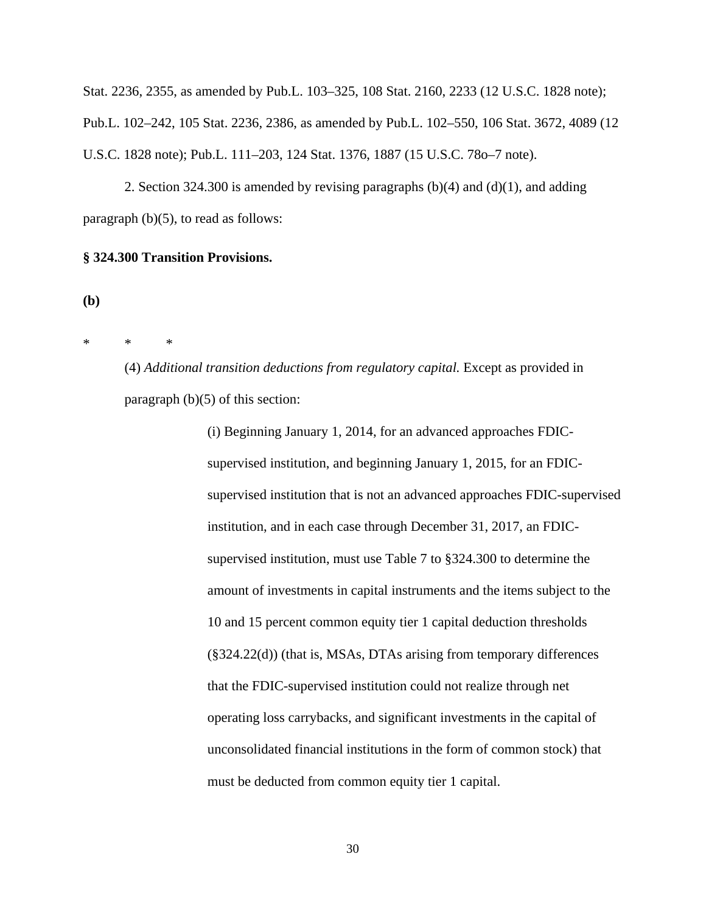Stat. 2236, 2355, as amended by Pub.L. 103–325, 108 Stat. 2160, 2233 (12 U.S.C. 1828 note); Pub.L. 102–242, 105 Stat. 2236, 2386, as amended by Pub.L. 102–550, 106 Stat. 3672, 4089 (12 U.S.C. 1828 note); Pub.L. 111–203, 124 Stat. 1376, 1887 (15 U.S.C. 78o–7 note).

2. Section 324.300 is amended by revising paragraphs (b)(4) and (d)(1), and adding paragraph (b)(5), to read as follows:

**§ 324.300 Transition Provisions.**

**(b)**

\* \* \*

(4) *Additional transition deductions from regulatory capital.* Except as provided in paragraph (b)(5) of this section:

(i) Beginning January 1, 2014, for an advanced approaches FDIC-supervised institution, and beginning January 1, 2015, for an FDIC-supervised institution that is not an advanced approaches FDIC-supervised institution, and in each case through December 31, 2017, an FDIC-supervised institution, must use Table 7 to §324.300 to determine the amount of investments in capital instruments and the items subject to the 10 and 15 percent common equity tier 1 capital deduction thresholds (§324.22(d)) (that is, MSAs, DTAs arising from temporary differences that the FDIC-supervised institution could not realize through net operating loss carrybacks, and significant investments in the capital of unconsolidated financial institutions in the form of common stock) that must be deducted from common equity tier 1 capital.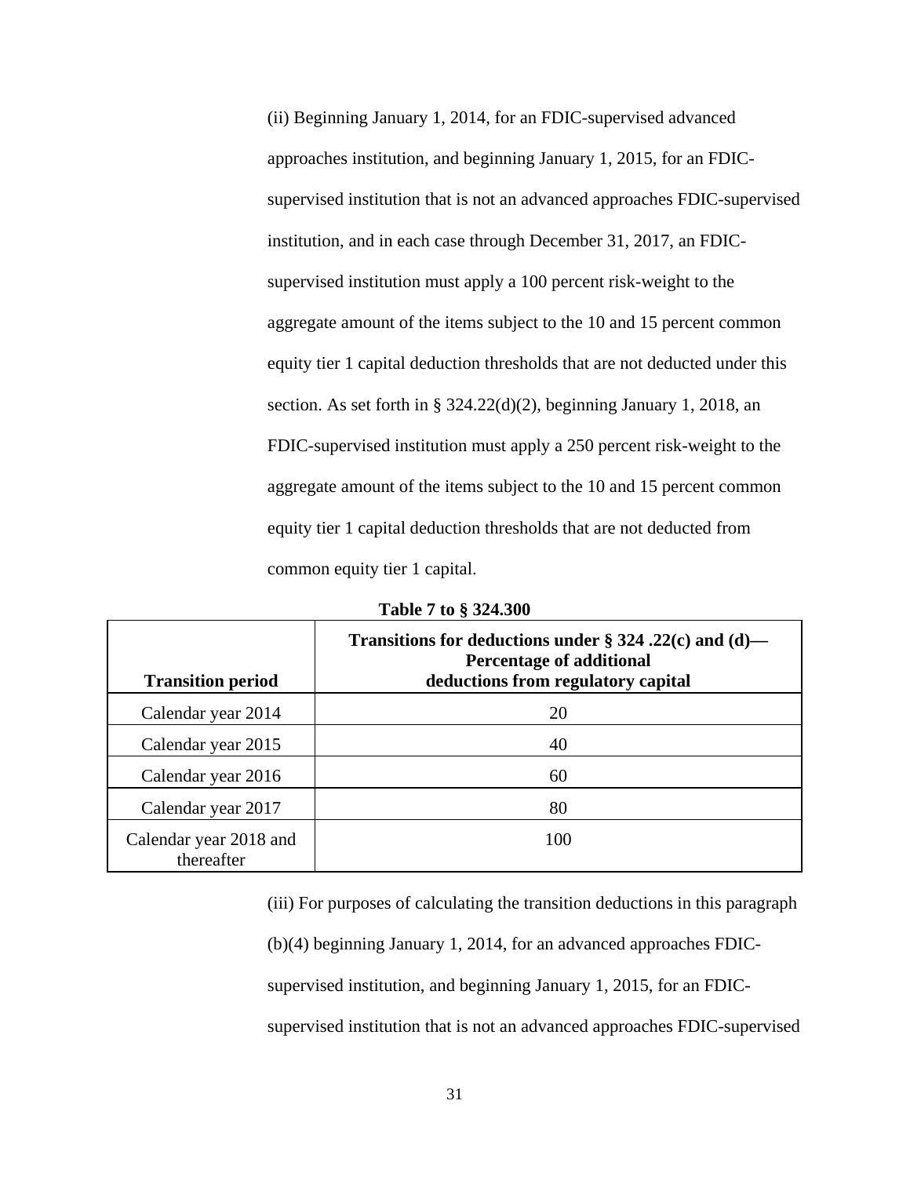(ii) Beginning January 1, 2014, for an FDIC-supervised advanced approaches institution, and beginning January 1, 2015, for an FDIC-supervised institution that is not an advanced approaches FDIC-supervised institution, and in each case through December 31, 2017, an FDIC-supervised institution must apply a 100 percent risk-weight to the aggregate amount of the items subject to the 10 and 15 percent common equity tier 1 capital deduction thresholds that are not deducted under this section. As set forth in § 324.22(d)(2), beginning January 1, 2018, an FDIC-supervised institution must apply a 250 percent risk-weight to the aggregate amount of the items subject to the 10 and 15 percent common equity tier 1 capital deduction thresholds that are not deducted from common equity tier 1 capital.

**Table 7 to § 324.300**

| Transition period | Transitions for deductions under § 324 .22(c) and (d)—Percentage of additional deductions from regulatory capital |
|---|---|
| Calendar year 2014 | 20 |
| Calendar year 2015 | 40 |
| Calendar year 2016 | 60 |
| Calendar year 2017 | 80 |
| Calendar year 2018 and thereafter | 100 |

(iii) For purposes of calculating the transition deductions in this paragraph (b)(4) beginning January 1, 2014, for an advanced approaches FDIC-supervised institution, and beginning January 1, 2015, for an FDIC-supervised institution that is not an advanced approaches FDIC-supervised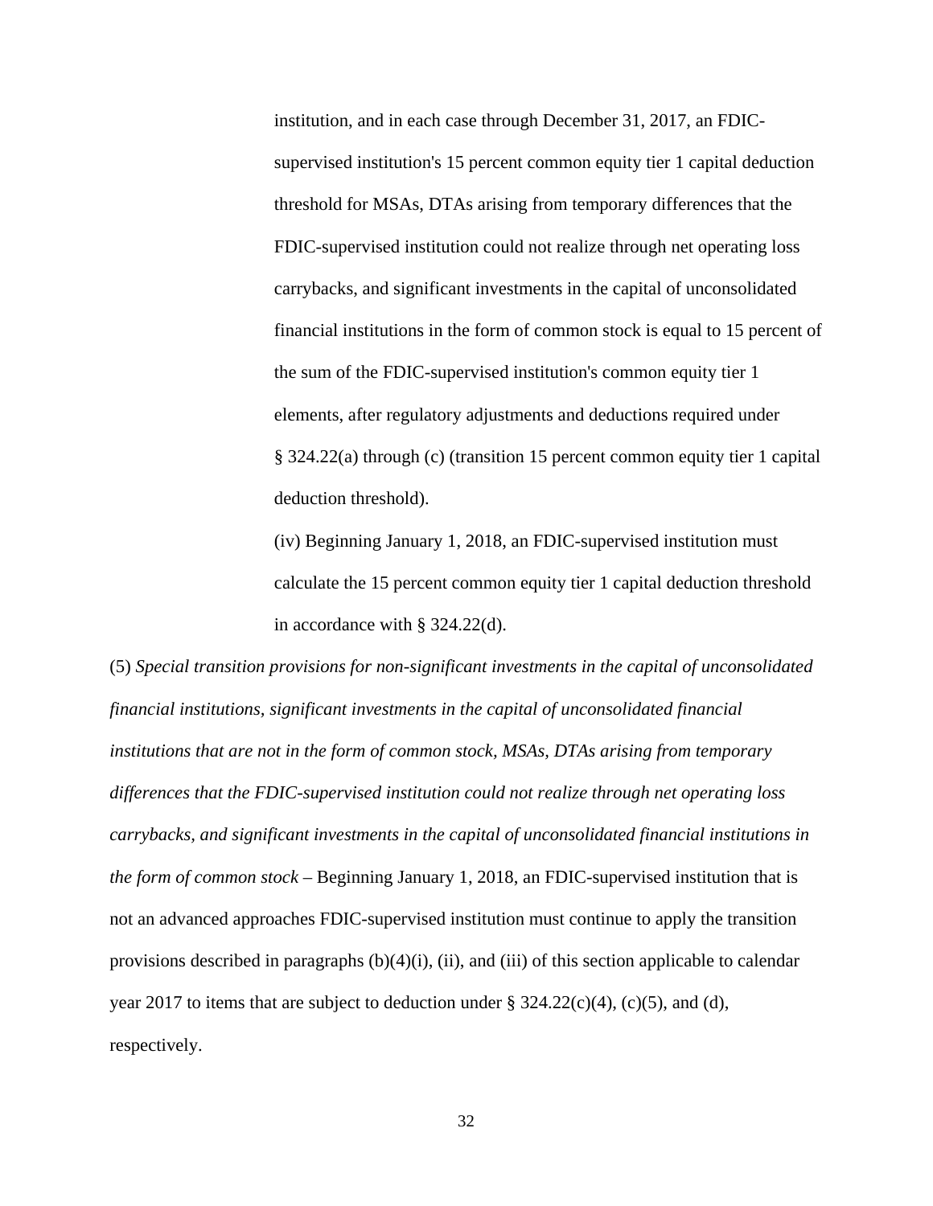institution, and in each case through December 31, 2017, an FDIC-supervised institution's 15 percent common equity tier 1 capital deduction threshold for MSAs, DTAs arising from temporary differences that the FDIC-supervised institution could not realize through net operating loss carrybacks, and significant investments in the capital of unconsolidated financial institutions in the form of common stock is equal to 15 percent of the sum of the FDIC-supervised institution's common equity tier 1 elements, after regulatory adjustments and deductions required under § 324.22(a) through (c) (transition 15 percent common equity tier 1 capital deduction threshold).

(iv) Beginning January 1, 2018, an FDIC-supervised institution must calculate the 15 percent common equity tier 1 capital deduction threshold in accordance with § 324.22(d).

(5) *Special transition provisions for non-significant investments in the capital of unconsolidated financial institutions, significant investments in the capital of unconsolidated financial institutions that are not in the form of common stock, MSAs, DTAs arising from temporary differences that the FDIC-supervised institution could not realize through net operating loss carrybacks, and significant investments in the capital of unconsolidated financial institutions in the form of common stock* – Beginning January 1, 2018, an FDIC-supervised institution that is not an advanced approaches FDIC-supervised institution must continue to apply the transition provisions described in paragraphs (b)(4)(i), (ii), and (iii) of this section applicable to calendar year 2017 to items that are subject to deduction under § 324.22(c)(4), (c)(5), and (d), respectively.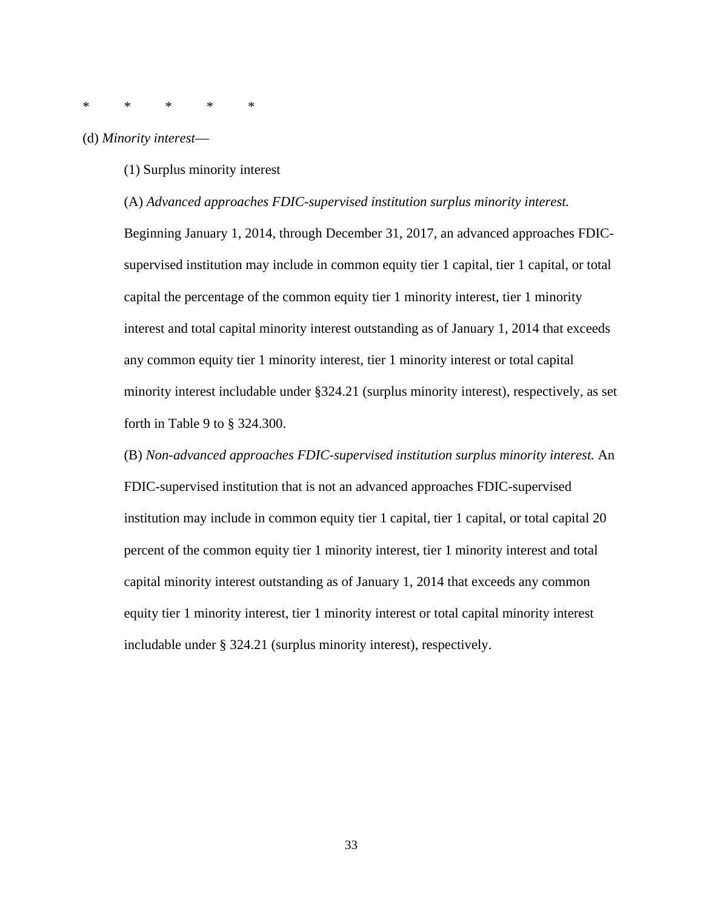\*     \*     \*     \*     \*

(d) *Minority interest*—

(1) Surplus minority interest

(A) *Advanced approaches FDIC-supervised institution surplus minority interest.* Beginning January 1, 2014, through December 31, 2017, an advanced approaches FDIC-supervised institution may include in common equity tier 1 capital, tier 1 capital, or total capital the percentage of the common equity tier 1 minority interest, tier 1 minority interest and total capital minority interest outstanding as of January 1, 2014 that exceeds any common equity tier 1 minority interest, tier 1 minority interest or total capital minority interest includable under §324.21 (surplus minority interest), respectively, as set forth in Table 9 to § 324.300.

(B) *Non-advanced approaches FDIC-supervised institution surplus minority interest.* An FDIC-supervised institution that is not an advanced approaches FDIC-supervised institution may include in common equity tier 1 capital, tier 1 capital, or total capital 20 percent of the common equity tier 1 minority interest, tier 1 minority interest and total capital minority interest outstanding as of January 1, 2014 that exceeds any common equity tier 1 minority interest, tier 1 minority interest or total capital minority interest includable under § 324.21 (surplus minority interest), respectively.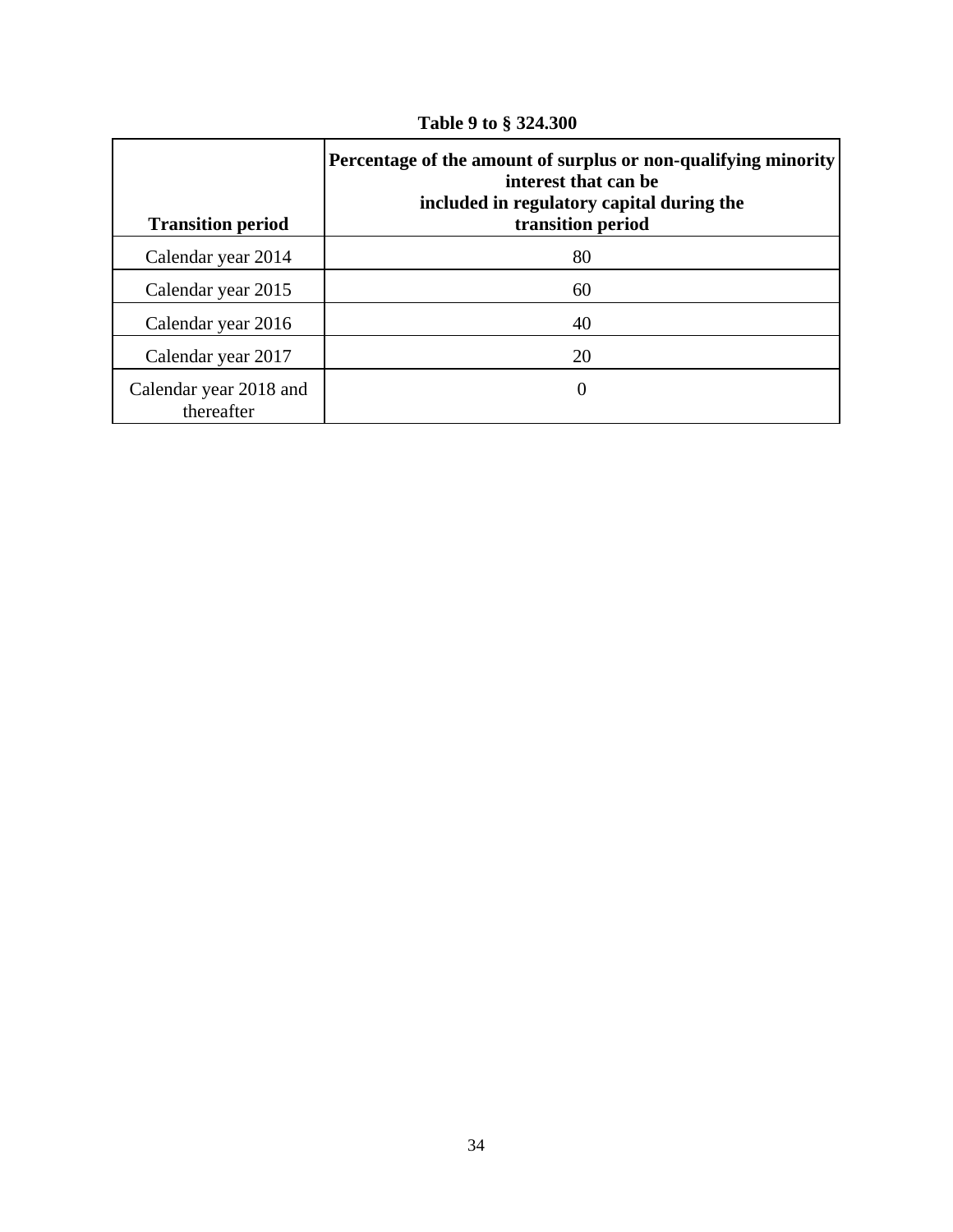**Table 9 to § 324.300**

| Transition period | Percentage of the amount of surplus or non-qualifying minority interest that can be included in regulatory capital during the transition period |
|---|---|
| Calendar year 2014 | 80 |
| Calendar year 2015 | 60 |
| Calendar year 2016 | 40 |
| Calendar year 2017 | 20 |
| Calendar year 2018 and thereafter | 0 |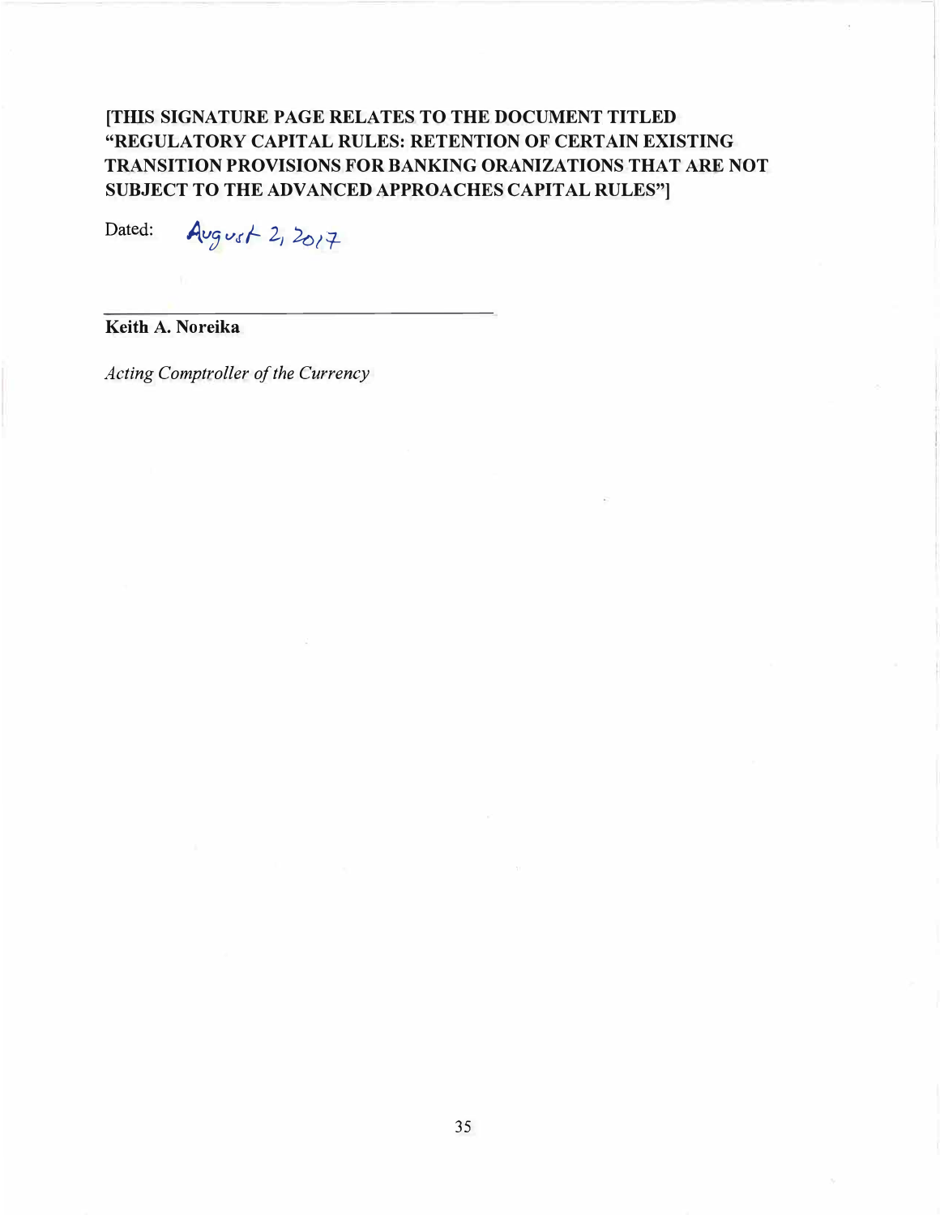**[THIS SIGNATURE PAGE RELATES TO THE DOCUMENT TITLED "REGULATORY CAPITAL RULES: RETENTION OF CERTAIN EXISTING TRANSITION PROVISIONS FOR BANKING ORANIZATIONS THAT ARE NOT SUBJECT TO THE ADVANCED APPROACHES CAPITAL RULES"]**

Dated: August 2, 2017

**Keith A. Noreika**

*Acting Comptroller of the Currency*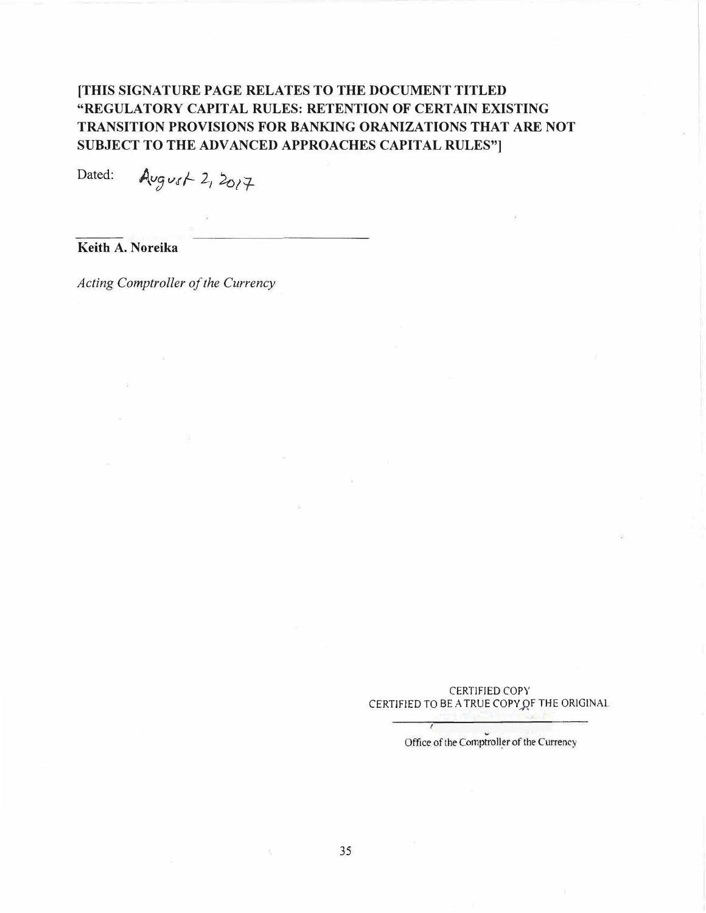**[THIS SIGNATURE PAGE RELATES TO THE DOCUMENT TITLED "REGULATORY CAPITAL RULES: RETENTION OF CERTAIN EXISTING TRANSITION PROVISIONS FOR BANKING ORANIZATIONS THAT ARE NOT SUBJECT TO THE ADVANCED APPROACHES CAPITAL RULES"]**

Dated: August 2, 2017

---

**Keith A. Noreika**

*Acting Comptroller of the Currency*

CERTIFIED COPY
CERTIFIED TO BE A TRUE COPY OF THE ORIGINAL

---

Office of the Comptroller of the Currency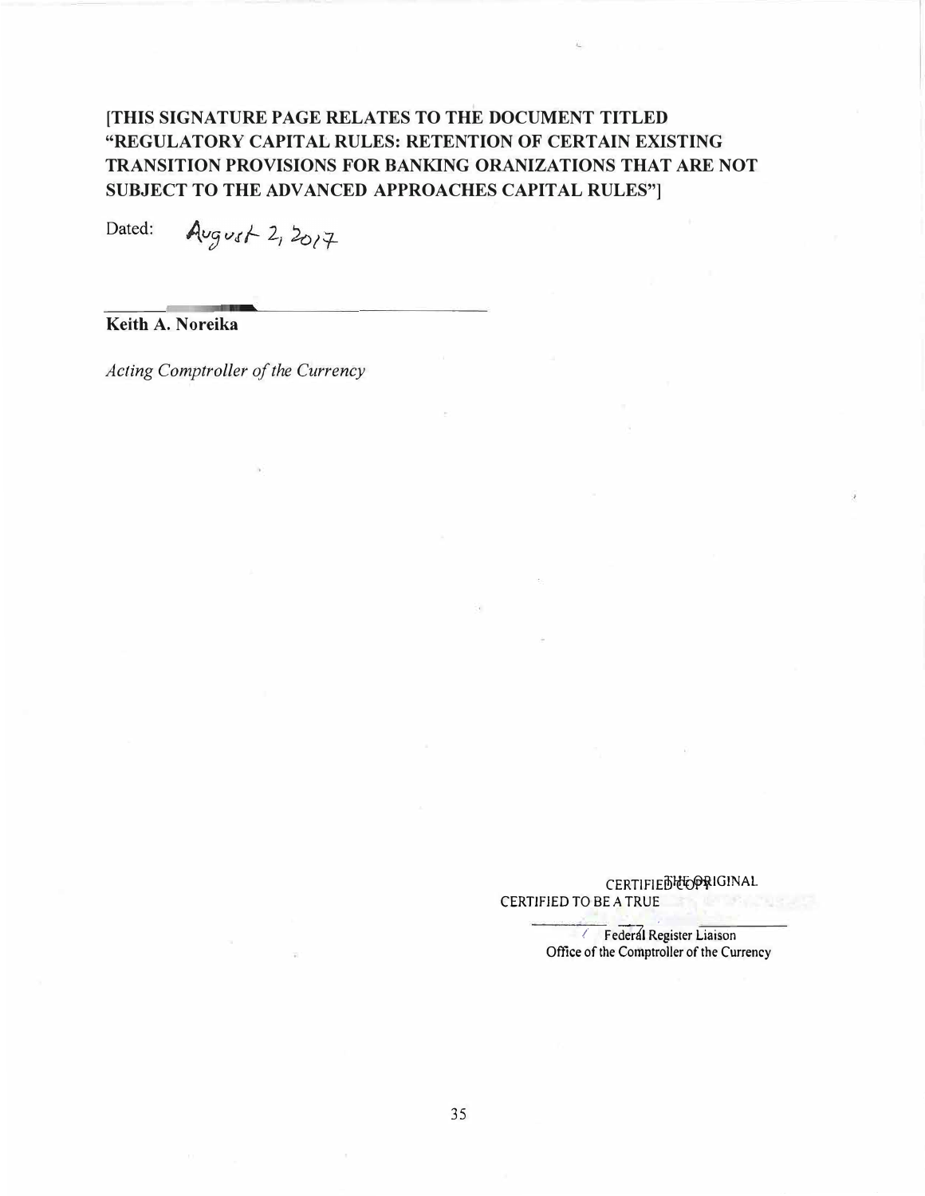**[THIS SIGNATURE PAGE RELATES TO THE DOCUMENT TITLED "REGULATORY CAPITAL RULES: RETENTION OF CERTAIN EXISTING TRANSITION PROVISIONS FOR BANKING ORANIZATIONS THAT ARE NOT SUBJECT TO THE ADVANCED APPROACHES CAPITAL RULES"]**

Dated: August 2, 2017

---

**Keith A. Noreika**

*Acting Comptroller of the Currency*

CERTIFIED COPY
CERTIFIED TO BE A TRUE THE ORIGINAL

Federal Register Liaison
Office of the Comptroller of the Currency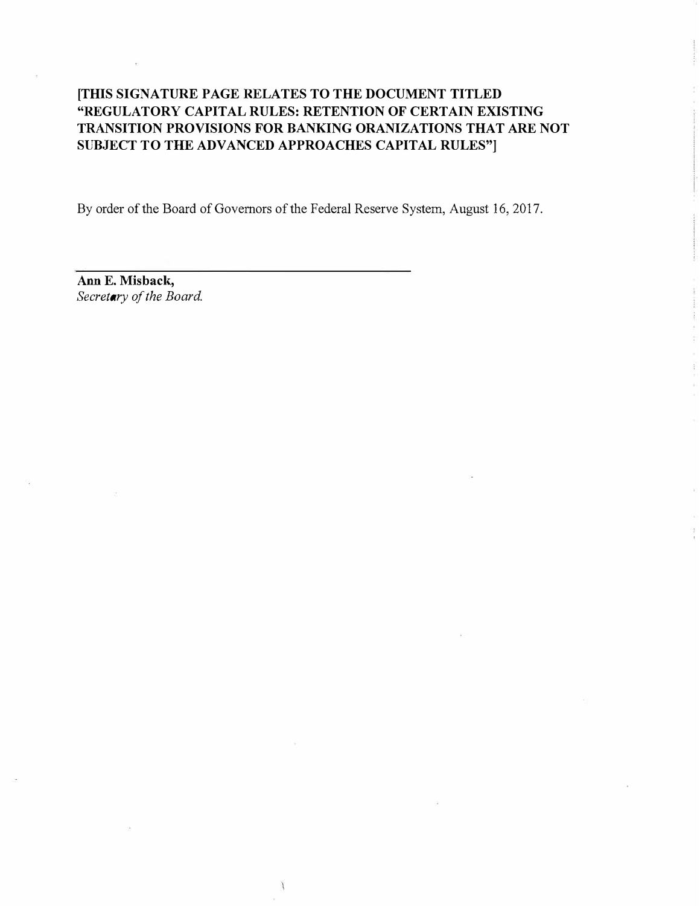**[THIS SIGNATURE PAGE RELATES TO THE DOCUMENT TITLED "REGULATORY CAPITAL RULES: RETENTION OF CERTAIN EXISTING TRANSITION PROVISIONS FOR BANKING ORANIZATIONS THAT ARE NOT SUBJECT TO THE ADVANCED APPROACHES CAPITAL RULES"]**

By order of the Board of Governors of the Federal Reserve System, August 16, 2017.

**Ann E. Misback,**
*Secretary of the Board.*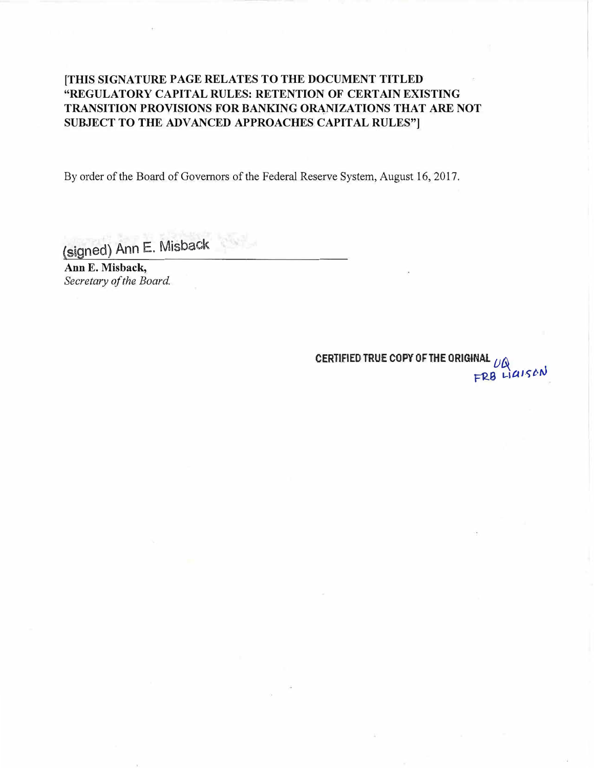**[THIS SIGNATURE PAGE RELATES TO THE DOCUMENT TITLED "REGULATORY CAPITAL RULES: RETENTION OF CERTAIN EXISTING TRANSITION PROVISIONS FOR BANKING ORANIZATIONS THAT ARE NOT SUBJECT TO THE ADVANCED APPROACHES CAPITAL RULES"]**

By order of the Board of Governors of the Federal Reserve System, August 16, 2017.

(signed) Ann E. Misback

**Ann E. Misback,**
*Secretary of the Board.*

**CERTIFIED TRUE COPY OF THE ORIGINAL** UQ
FRB LIAISON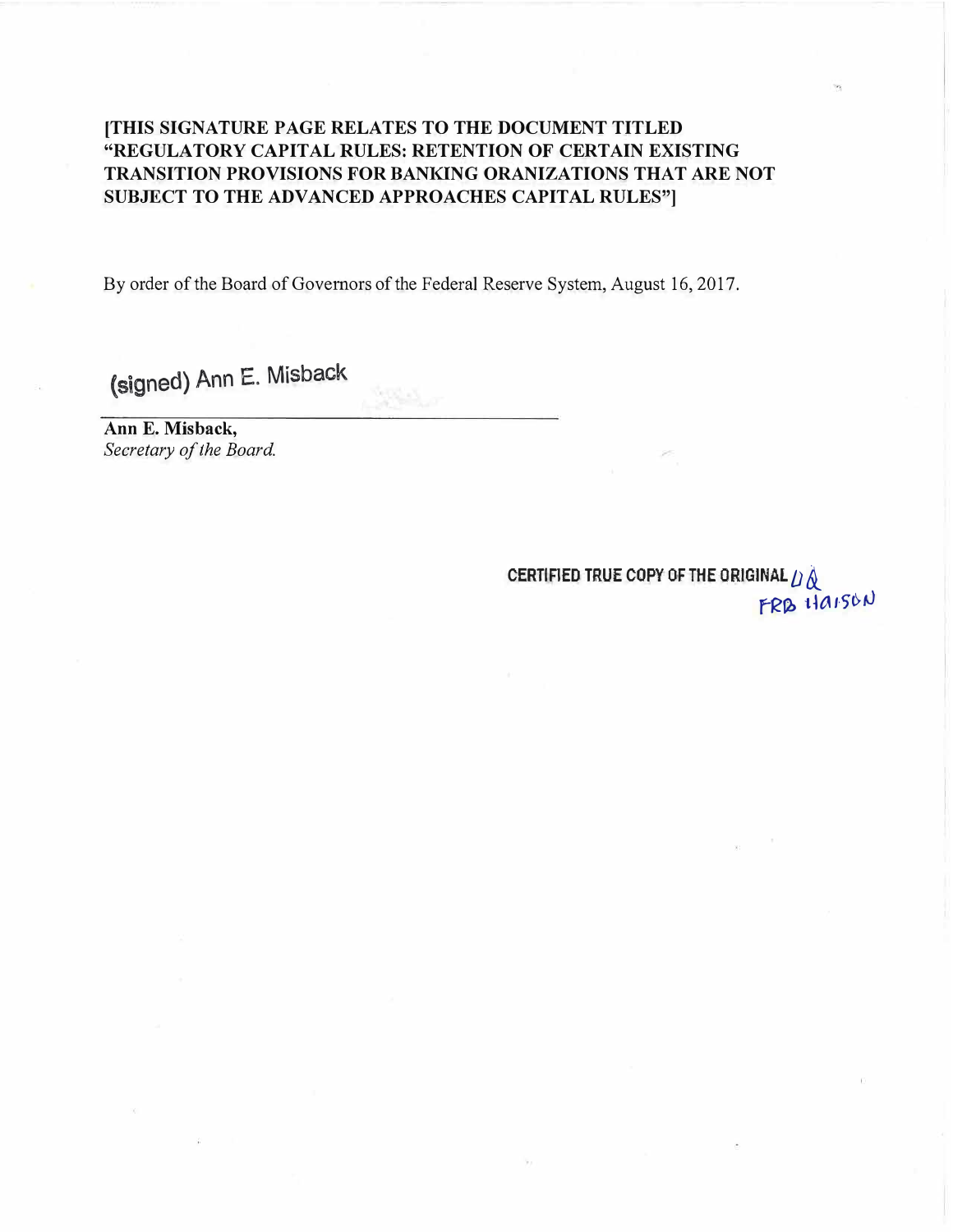**[THIS SIGNATURE PAGE RELATES TO THE DOCUMENT TITLED "REGULATORY CAPITAL RULES: RETENTION OF CERTAIN EXISTING TRANSITION PROVISIONS FOR BANKING ORANIZATIONS THAT ARE NOT SUBJECT TO THE ADVANCED APPROACHES CAPITAL RULES"]**

By order of the Board of Governors of the Federal Reserve System, August 16, 2017.

(signed) Ann E. Misback

**Ann E. Misback,**
*Secretary of the Board.*

CERTIFIED TRUE COPY OF THE ORIGINAL
FRB Haison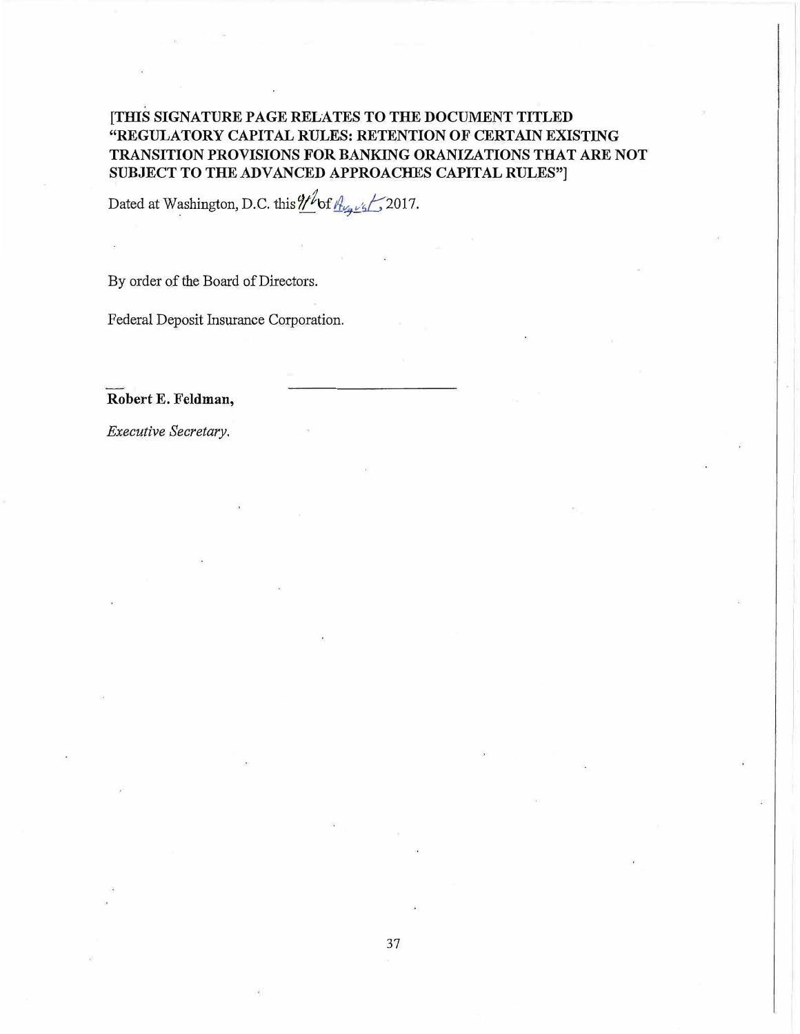**[THIS SIGNATURE PAGE RELATES TO THE DOCUMENT TITLED "REGULATORY CAPITAL RULES: RETENTION OF CERTAIN EXISTING TRANSITION PROVISIONS FOR BANKING ORANIZATIONS THAT ARE NOT SUBJECT TO THE ADVANCED APPROACHES CAPITAL RULES"]**

Dated at Washington, D.C. this 9/2 of August, 2017.

By order of the Board of Directors.

Federal Deposit Insurance Corporation.

**Robert E. Feldman,**

*Executive Secretary.*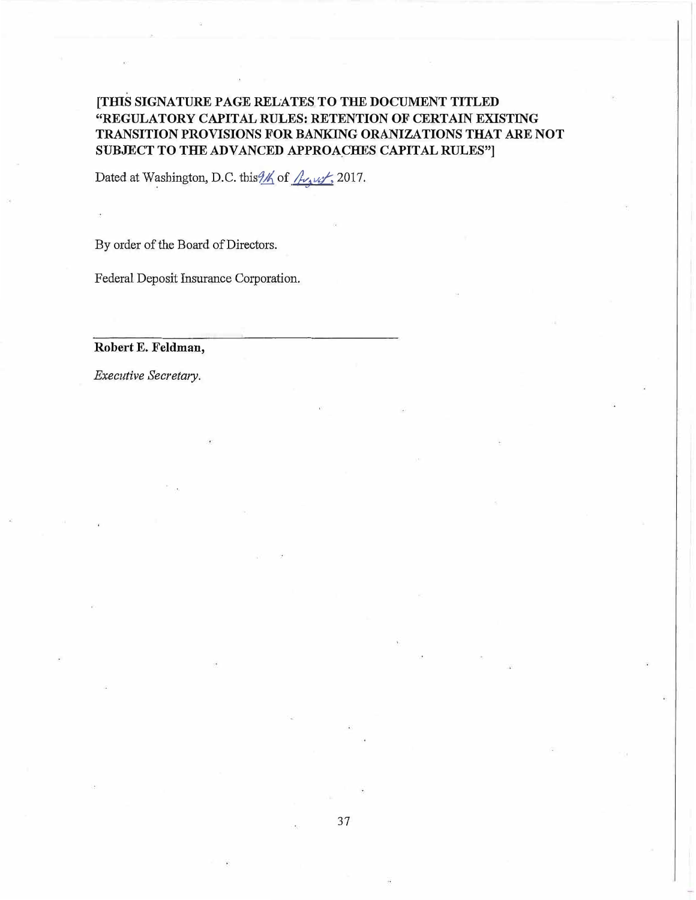**[THIS SIGNATURE PAGE RELATES TO THE DOCUMENT TITLED "REGULATORY CAPITAL RULES: RETENTION OF CERTAIN EXISTING TRANSITION PROVISIONS FOR BANKING ORANIZATIONS THAT ARE NOT SUBJECT TO THE ADVANCED APPROACHES CAPITAL RULES"]**

Dated at Washington, D.C. this 9th of August, 2017.

By order of the Board of Directors.

Federal Deposit Insurance Corporation.

**Robert E. Feldman,**

*Executive Secretary.*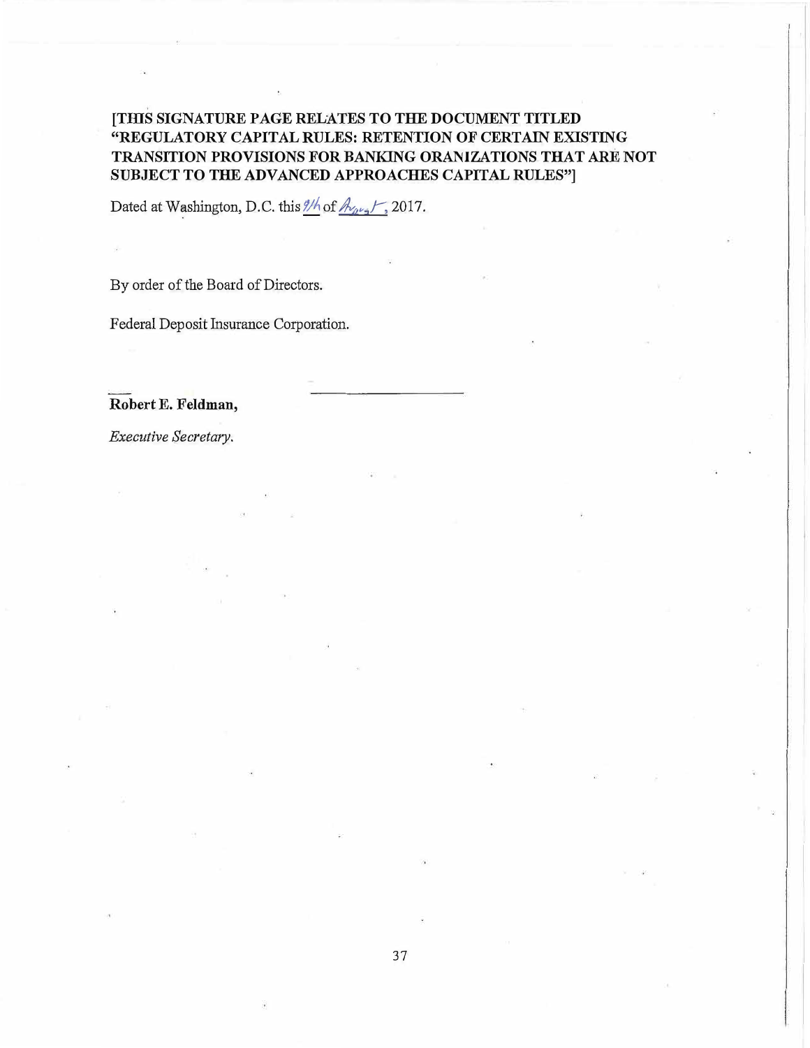**[THIS SIGNATURE PAGE RELATES TO THE DOCUMENT TITLED "REGULATORY CAPITAL RULES: RETENTION OF CERTAIN EXISTING TRANSITION PROVISIONS FOR BANKING ORANIZATIONS THAT ARE NOT SUBJECT TO THE ADVANCED APPROACHES CAPITAL RULES"]**

Dated at Washington, D.C. this 9th of August, 2017.

By order of the Board of Directors.

Federal Deposit Insurance Corporation.

**Robert E. Feldman,**

*Executive Secretary.*